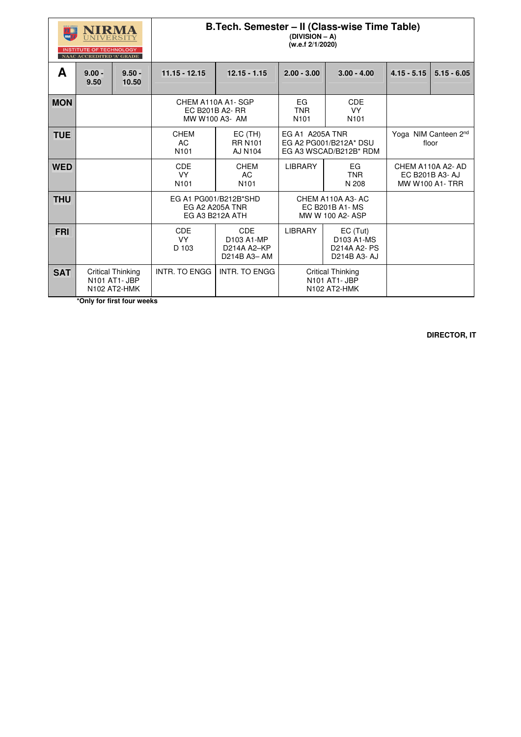NIRMA UNIVERSITY
INSTITUTE OF TECHNOLOGY
NAAC ACCREDITED 'A' GRADE

# B.Tech. Semester – II (Class-wise Time Table)

**(DIVISION – A)**

**(w.e.f 2/1/2020)**

| A | 9.00 - 9.50 | 9.50 - 10.50 | 11.15 - 12.15 | 12.15 - 1.15 | 2.00 - 3.00 | 3.00 - 4.00 | 4.15 - 5.15 | 5.15 - 6.05 |
|---|---|---|---|---|---|---|---|---|
| **MON** | | | CHEM A110A A1- SGP<br>EC B201B A2- RR<br>MW W100 A3- AM | | EG<br>TNR<br>N101 | CDE<br>VY<br>N101 | | |
| **TUE** | | | CHEM<br>AC<br>N101 | EC (TH)<br>RR N101<br>AJ N104 | EG A1 A205A TNR<br>EG A2 PG001/B212A* DSU<br>EG A3 WSCAD/B212B* RDM | | Yoga NIM Canteen 2nd floor | |
| **WED** | | | CDE<br>VY<br>N101 | CHEM<br>AC<br>N101 | LIBRARY | EG<br>TNR<br>N 208 | CHEM A110A A2- AD<br>EC B201B A3- AJ<br>MW W100 A1- TRR | |
| **THU** | | | EG A1 PG001/B212B*SHD<br>EG A2 A205A TNR<br>EG A3 B212A ATH | | CHEM A110A A3- AC<br>EC B201B A1- MS<br>MW W 100 A2- ASP | | | |
| **FRI** | | | CDE<br>VY<br>D 103 | CDE<br>D103 A1-MP<br>D214A A2–KP<br>D214B A3– AM | LIBRARY | EC (Tut)<br>D103 A1-MS<br>D214A A2- PS<br>D214B A3- AJ | | |
| **SAT** | Critical Thinking<br>N101 AT1- JBP<br>N102 AT2-HMK | | INTR. TO ENGG | INTR. TO ENGG | Critical Thinking<br>N101 AT1- JBP<br>N102 AT2-HMK | | | |

***Only for first four weeks**

**DIRECTOR, IT**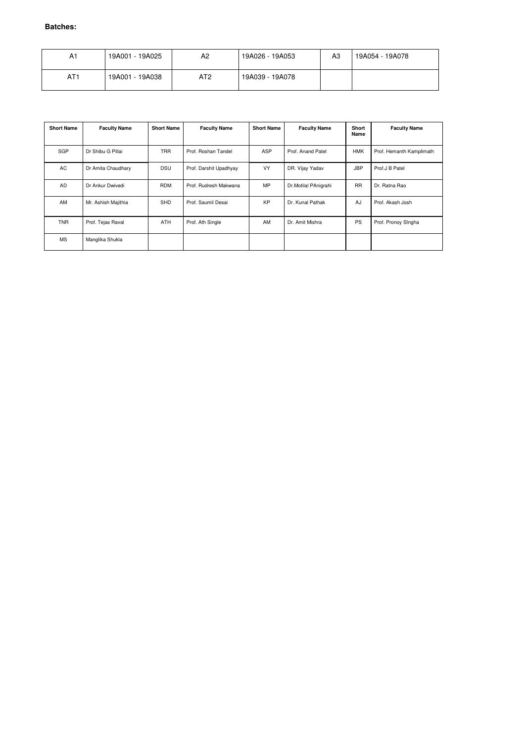**Batches:**

| A1 | 19A001 - 19A025 | A2 | 19A026 - 19A053 | A3 | 19A054 - 19A078 |
|---|---|---|---|---|---|
| AT1 | 19A001 - 19A038 | AT2 | 19A039 - 19A078 | | |

| Short Name | Faculty Name | Short Name | Faculty Name | Short Name | Faculty Name | Short Name | Faculty Name |
|---|---|---|---|---|---|---|---|
| SGP | Dr Shibu G Pillai | TRR | Prof. Roshan Tandel | ASP | Prof. Anand Patel | HMK | Prof. Hemanth Kamplimath |
| AC | Dr Amita Chaudhary | DSU | Prof. Darshit Upadhyay | VY | DR. Vijay Yadav | JBP | Prof.J B Patel |
| AD | Dr Ankur Dwivedi | RDM | Prof. Rudresh Makwana | MP | Dr.Motilal PAnigrahi | RR | Dr. Ratna Rao |
| AM | Mr. Ashish Majithia | SHD | Prof. Saumil Desai | KP | Dr. Kunal Pathak | AJ | Prof. Akash Josh |
| TNR | Prof. Tejas Raval | ATH | Prof. Ath Single | AM | Dr. Amit Mishra | PS | Prof. Pronoy SIngha |
| MS | Manglika Shukla | | | | | | |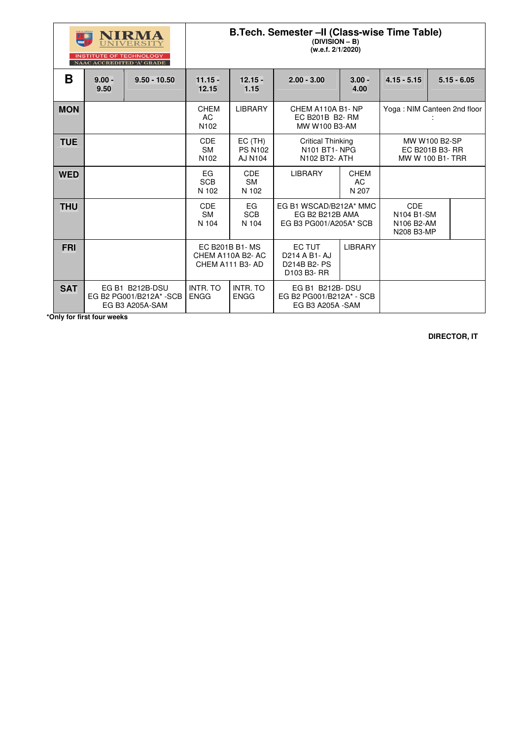NIRMA UNIVERSITY
INSTITUTE OF TECHNOLOGY
NAAC ACCREDITED 'A' GRADE

# B.Tech. Semester –II (Class-wise Time Table)

**(DIVISION – B)**
**(w.e.f. 2/1/2020)**

| B | 9.00 - 9.50 | 9.50 - 10.50 | 11.15 - 12.15 | 12.15 - 1.15 | 2.00 - 3.00 | 3.00 - 4.00 | 4.15 - 5.15 | 5.15 - 6.05 |
|---|---|---|---|---|---|---|---|---|
| **MON** | | | CHEM AC N102 | LIBRARY | CHEM A110A B1- NP EC B201B B2- RM MW W100 B3-AM | | Yoga : NIM Canteen 2nd floor : | |
| **TUE** | | | CDE SM N102 | EC (TH) PS N102 AJ N104 | Critical Thinking N101 BT1- NPG N102 BT2- ATH | | MW W100 B2-SP EC B201B B3- RR MW W 100 B1- TRR | |
| **WED** | | | EG SCB N 102 | CDE SM N 102 | LIBRARY | CHEM AC N 207 | | |
| **THU** | | | CDE SM N 104 | EG SCB N 104 | EG B1 WSCAD/B212A* MMC EG B2 B212B AMA EG B3 PG001/A205A* SCB | | CDE N104 B1-SM N106 B2-AM N208 B3-MP | |
| **FRI** | | | EC B201B B1- MS CHEM A110A B2- AC CHEM A111 B3- AD | | EC TUT D214 A B1- AJ D214B B2- PS D103 B3- RR | LIBRARY | | |
| **SAT** | EG B1 B212B-DSU EG B2 PG001/B212A* -SCB EG B3 A205A-SAM | | INTR. TO ENGG | INTR. TO ENGG | EG B1 B212B- DSU EG B2 PG001/B212A* - SCB EG B3 A205A -SAM | | | |

***Only for first four weeks**

**DIRECTOR, IT**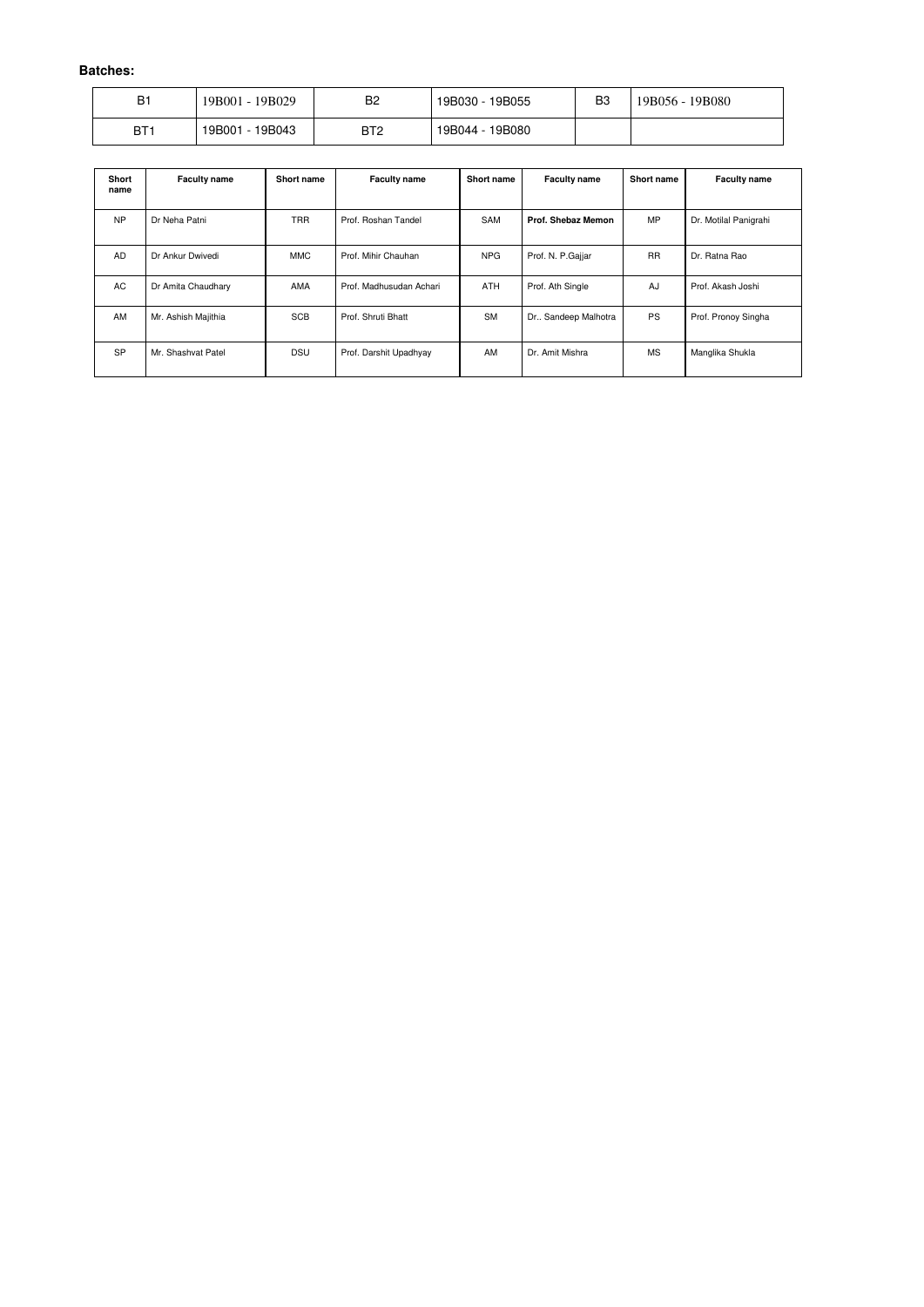**Batches:**

| B1 | 19B001 - 19B029 | B2 | 19B030 - 19B055 | B3 | 19B056 - 19B080 |
|---|---|---|---|---|---|
| BT1 | 19B001 - 19B043 | BT2 | 19B044 - 19B080 | | |

| Short name | Faculty name | Short name | Faculty name | Short name | Faculty name | Short name | Faculty name |
|---|---|---|---|---|---|---|---|
| NP | Dr Neha Patni | TRR | Prof. Roshan Tandel | SAM | **Prof. Shebaz Memon** | MP | Dr. Motilal Panigrahi |
| AD | Dr Ankur Dwivedi | MMC | Prof. Mihir Chauhan | NPG | Prof. N. P.Gajjar | RR | Dr. Ratna Rao |
| AC | Dr Amita Chaudhary | AMA | Prof. Madhusudan Achari | ATH | Prof. Ath Single | AJ | Prof. Akash Joshi |
| AM | Mr. Ashish Majithia | SCB | Prof. Shruti Bhatt | SM | Dr.. Sandeep Malhotra | PS | Prof. Pronoy Singha |
| SP | Mr. Shashvat Patel | DSU | Prof. Darshit Upadhyay | AM | Dr. Amit Mishra | MS | Manglika Shukla |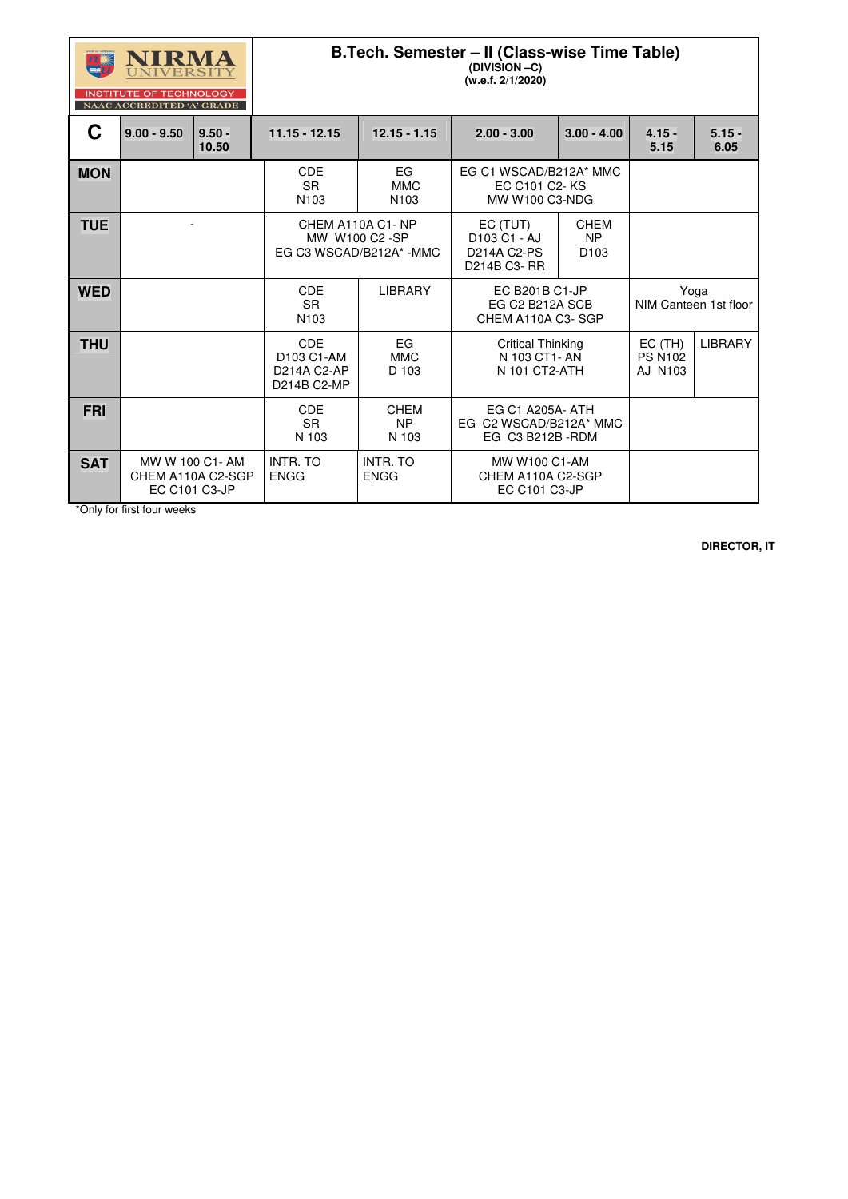NIRMA UNIVERSITY
INSTITUTE OF TECHNOLOGY
NAAC ACCREDITED 'A' GRADE

# B.Tech. Semester – II (Class-wise Time Table)

**(DIVISION –C)**
**(w.e.f. 2/1/2020)**

| C | 9.00 - 9.50 | 9.50 - 10.50 | 11.15 - 12.15 | 12.15 - 1.15 | 2.00 - 3.00 | 3.00 - 4.00 | 4.15 - 5.15 | 5.15 - 6.05 |
|---|---|---|---|---|---|---|---|---|
| **MON** | | | CDE SR N103 | EG MMC N103 | EG C1 WSCAD/B212A* MMC EC C101 C2- KS MW W100 C3-NDG | | | |
| **TUE** | - | | CHEM A110A C1- NP MW W100 C2 -SP EG C3 WSCAD/B212A* -MMC | | EC (TUT) D103 C1 - AJ D214A C2-PS D214B C3- RR | CHEM NP D103 | | |
| **WED** | | | CDE SR N103 | LIBRARY | EC B201B C1-JP EG C2 B212A SCB CHEM A110A C3- SGP | | Yoga NIM Canteen 1st floor | |
| **THU** | | | CDE D103 C1-AM D214A C2-AP D214B C2-MP | EG MMC D 103 | Critical Thinking N 103 CT1- AN N 101 CT2-ATH | | EC (TH) PS N102 AJ N103 | LIBRARY |
| **FRI** | | | CDE SR N 103 | CHEM NP N 103 | EG C1 A205A- ATH EG C2 WSCAD/B212A* MMC EG C3 B212B -RDM | | | |
| **SAT** | MW W 100 C1- AM CHEM A110A C2-SGP EC C101 C3-JP | | INTR. TO ENGG | INTR. TO ENGG | MW W100 C1-AM CHEM A110A C2-SGP EC C101 C3-JP | | | |

*Only for first four weeks

**DIRECTOR, IT**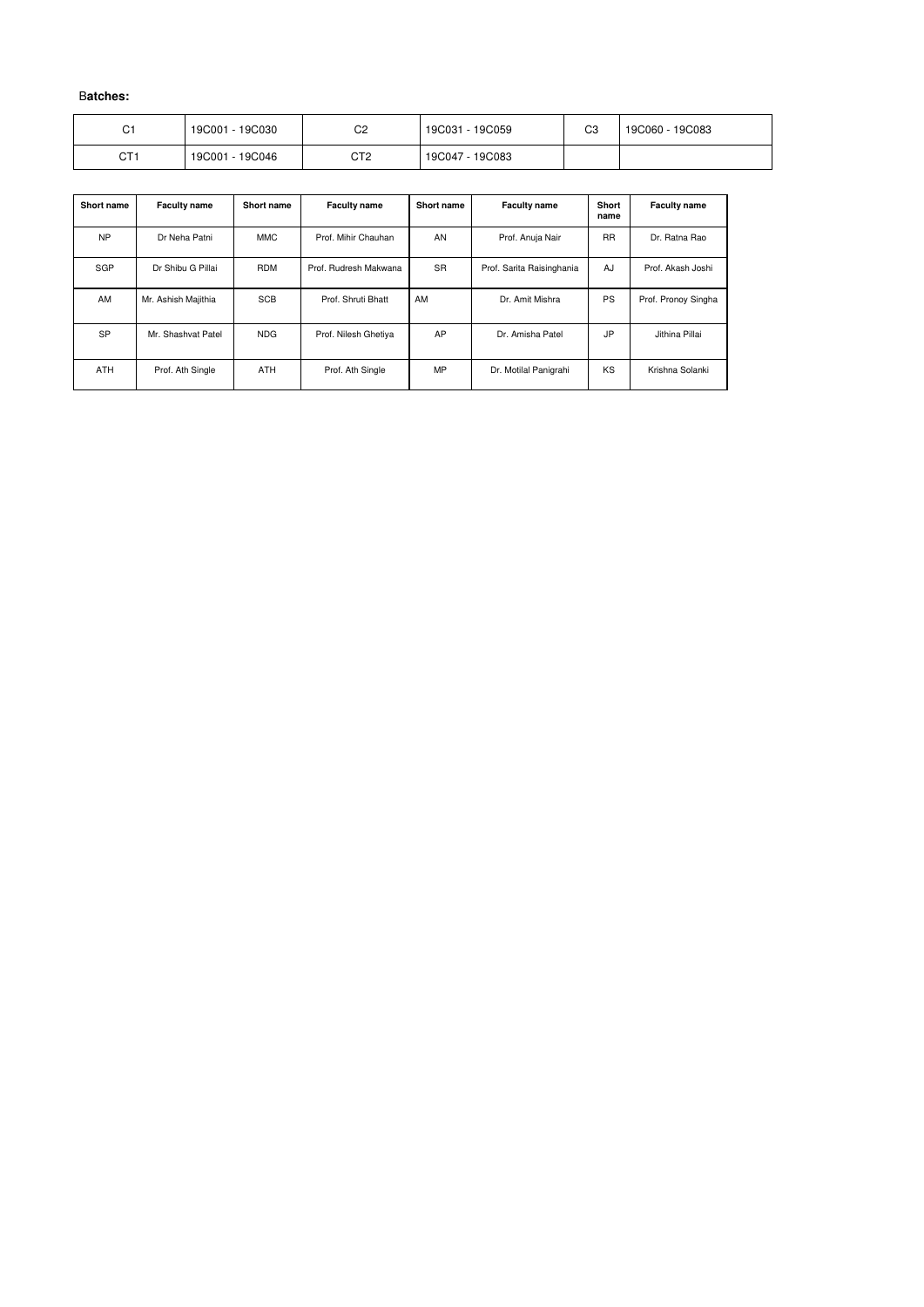**Batches:**

| C1 | 19C001 - 19C030 | C2 | 19C031 - 19C059 | C3 | 19C060 - 19C083 |
|---|---|---|---|---|---|
| CT1 | 19C001 - 19C046 | CT2 | 19C047 - 19C083 | | |

| Short name | Faculty name | Short name | Faculty name | Short name | Faculty name | Short name | Faculty name |
|---|---|---|---|---|---|---|---|
| NP | Dr Neha Patni | MMC | Prof. Mihir Chauhan | AN | Prof. Anuja Nair | RR | Dr. Ratna Rao |
| SGP | Dr Shibu G Pillai | RDM | Prof. Rudresh Makwana | SR | Prof. Sarita Raisinghania | AJ | Prof. Akash Joshi |
| AM | Mr. Ashish Majithia | SCB | Prof. Shruti Bhatt | AM | Dr. Amit Mishra | PS | Prof. Pronoy Singha |
| SP | Mr. Shashvat Patel | NDG | Prof. Nilesh Ghetiya | AP | Dr. Amisha Patel | JP | Jithina Pillai |
| ATH | Prof. Ath Single | ATH | Prof. Ath Single | MP | Dr. Motilal Panigrahi | KS | Krishna Solanki |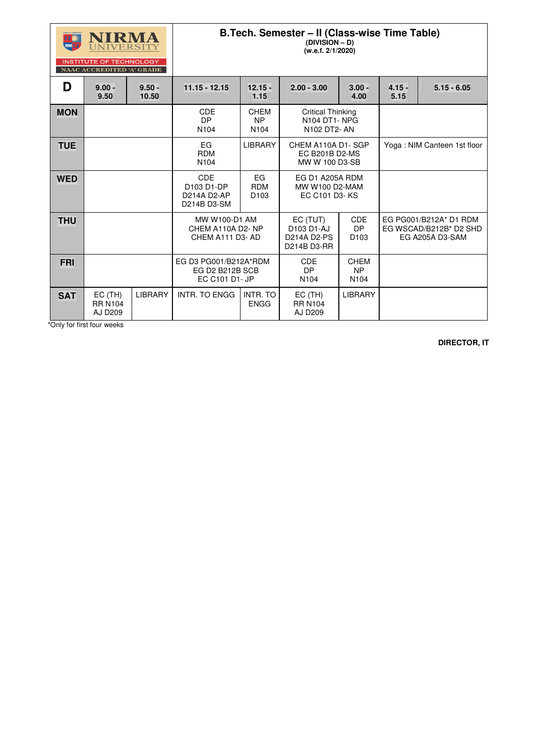NIRMA UNIVERSITY
INSTITUTE OF TECHNOLOGY
NAAC ACCREDITED 'A' GRADE

# B.Tech. Semester – II (Class-wise Time Table)

**(DIVISION – D)**
**(w.e.f. 2/1/2020)**

| D | 9.00 - 9.50 | 9.50 - 10.50 | 11.15 - 12.15 | 12.15 - 1.15 | 2.00 - 3.00 | 3.00 - 4.00 | 4.15 - 5.15 | 5.15 - 6.05 |
|---|---|---|---|---|---|---|---|---|
| **MON** | | | CDE DP N104 | CHEM NP N104 | Critical Thinking N104 DT1- NPG N102 DT2- AN | | | |
| **TUE** | | | EG RDM N104 | LIBRARY | CHEM A110A D1- SGP EC B201B D2-MS MW W 100 D3-SB | | Yoga : NIM Canteen 1st floor | |
| **WED** | | | CDE D103 D1-DP D214A D2-AP D214B D3-SM | EG RDM D103 | EG D1 A205A RDM MW W100 D2-MAM EC C101 D3- KS | | | |
| **THU** | | | MW W100-D1 AM CHEM A110A D2- NP CHEM A111 D3- AD | | EC (TUT) D103 D1-AJ D214A D2-PS D214B D3-RR | CDE DP D103 | EG PG001/B212A* D1 RDM EG WSCAD/B212B* D2 SHD EG A205A D3-SAM | |
| **FRI** | | | EG D3 PG001/B212A*RDM EG D2 B212B SCB EC C101 D1- JP | | CDE DP N104 | CHEM NP N104 | | |
| **SAT** | EC (TH) RR N104 AJ D209 | LIBRARY | INTR. TO ENGG | INTR. TO ENGG | EC (TH) RR N104 AJ D209 | LIBRARY | | |

*Only for first four weeks

**DIRECTOR, IT**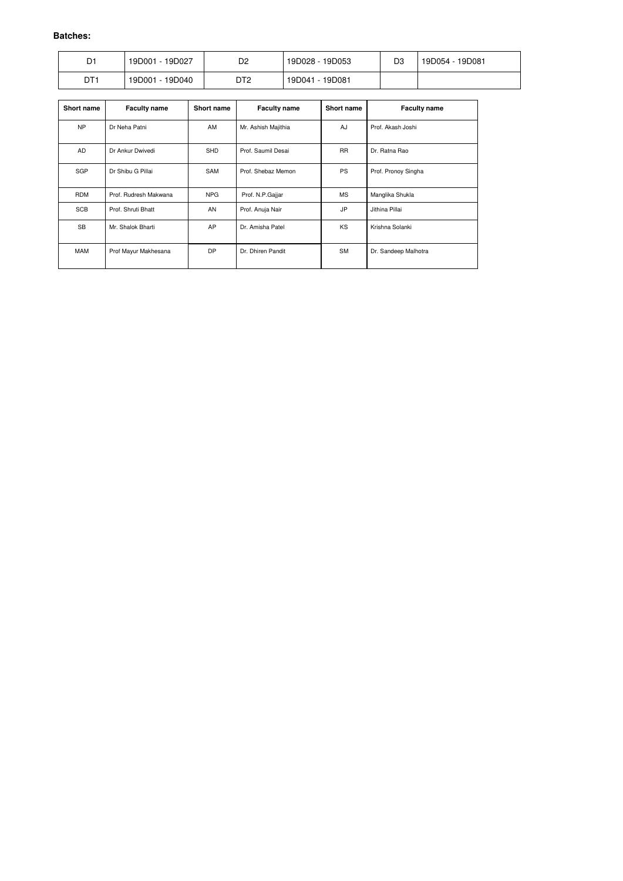**Batches:**

| D1 | 19D001 - 19D027 | D2 | 19D028 - 19D053 | D3 | 19D054 - 19D081 |
|---|---|---|---|---|---|
| DT1 | 19D001 - 19D040 | DT2 | 19D041 - 19D081 | | |

| Short name | Faculty name | Short name | Faculty name | Short name | Faculty name |
|---|---|---|---|---|---|
| NP | Dr Neha Patni | AM | Mr. Ashish Majithia | AJ | Prof. Akash Joshi |
| AD | Dr Ankur Dwivedi | SHD | Prof. Saumil Desai | RR | Dr. Ratna Rao |
| SGP | Dr Shibu G Pillai | SAM | Prof. Shebaz Memon | PS | Prof. Pronoy Singha |
| RDM | Prof. Rudresh Makwana | NPG | Prof. N.P.Gajjar | MS | Manglika Shukla |
| SCB | Prof. Shruti Bhatt | AN | Prof. Anuja Nair | JP | Jithina Pillai |
| SB | Mr. Shalok Bharti | AP | Dr. Amisha Patel | KS | Krishna Solanki |
| MAM | Prof Mayur Makhesana | DP | Dr. Dhiren Pandit | SM | Dr. Sandeep Malhotra |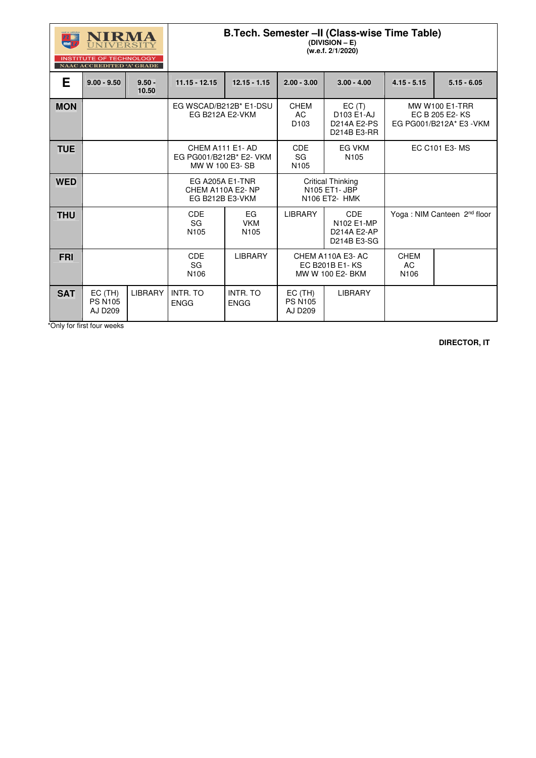NIRMA UNIVERSITY
INSTITUTE OF TECHNOLOGY
NAAC ACCREDITED 'A' GRADE

# B.Tech. Semester –II (Class-wise Time Table)

**(DIVISION – E)**
**(w.e.f. 2/1/2020)**

| E | 9.00 - 9.50 | 9.50 - 10.50 | 11.15 - 12.15 | 12.15 - 1.15 | 2.00 - 3.00 | 3.00 - 4.00 | 4.15 - 5.15 | 5.15 - 6.05 |
|---|---|---|---|---|---|---|---|---|
| **MON** | | | EG WSCAD/B212B* E1-DSU EG B212A E2-VKM | | CHEM AC D103 | EC (T) D103 E1-AJ D214A E2-PS D214B E3-RR | MW W100 E1-TRR EC B 205 E2- KS EG PG001/B212A* E3 -VKM | |
| **TUE** | | | CHEM A111 E1- AD EG PG001/B212B* E2- VKM MW W 100 E3- SB | | CDE SG N105 | EG VKM N105 | EC C101 E3- MS | |
| **WED** | | | EG A205A E1-TNR CHEM A110A E2- NP EG B212B E3-VKM | | Critical Thinking N105 ET1- JBP N106 ET2- HMK | | | |
| **THU** | | | CDE SG N105 | EG VKM N105 | LIBRARY | CDE N102 E1-MP D214A E2-AP D214B E3-SG | Yoga : NIM Canteen 2nd floor | |
| **FRI** | | | CDE SG N106 | LIBRARY | CHEM A110A E3- AC EC B201B E1- KS MW W 100 E2- BKM | | CHEM AC N106 | |
| **SAT** | EC (TH) PS N105 AJ D209 | LIBRARY | INTR. TO ENGG | INTR. TO ENGG | EC (TH) PS N105 AJ D209 | LIBRARY | | |

*Only for first four weeks

**DIRECTOR, IT**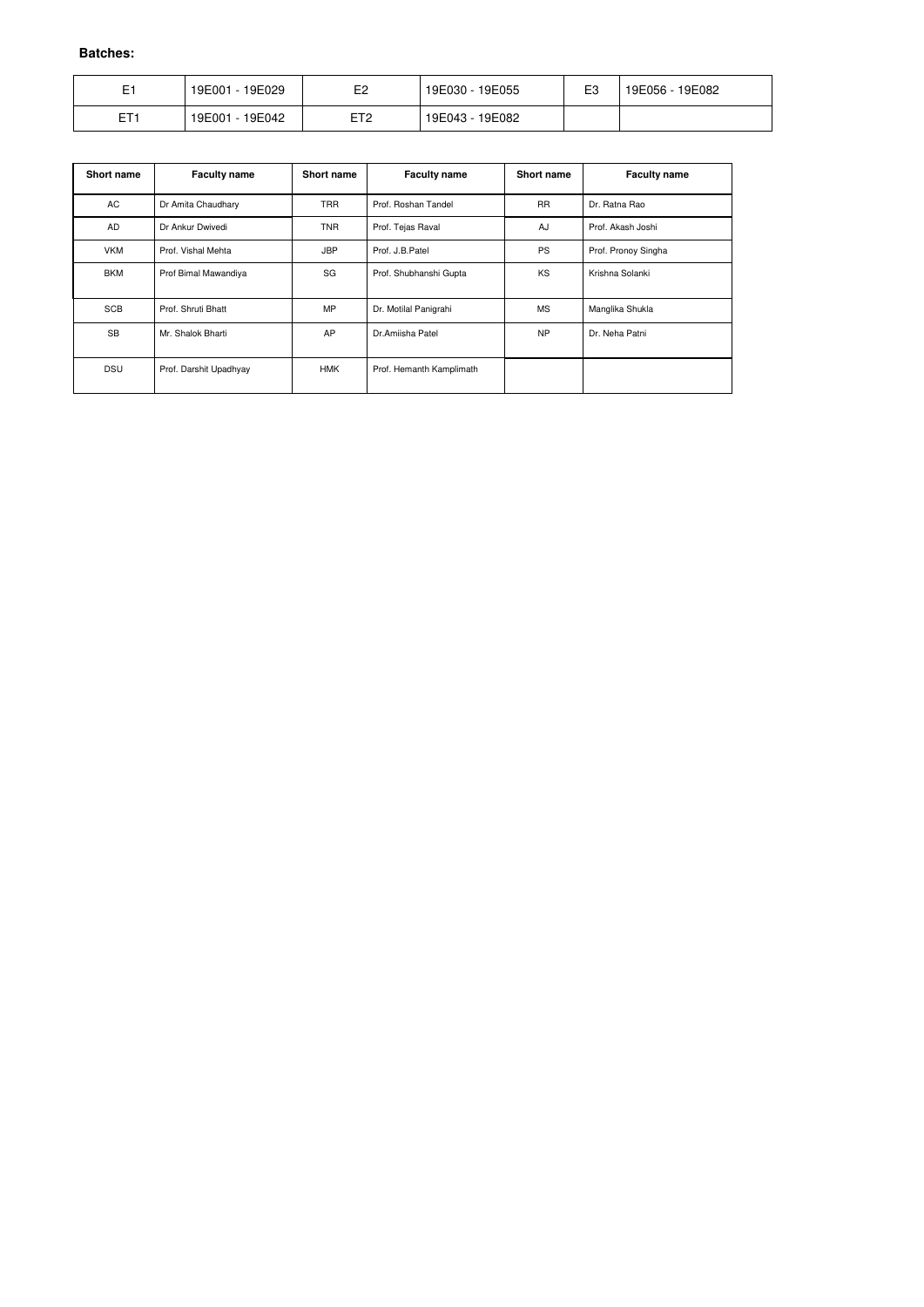**Batches:**

| E1 | 19E001 - 19E029 | E2 | 19E030 - 19E055 | E3 | 19E056 - 19E082 |
|---|---|---|---|---|---|
| ET1 | 19E001 - 19E042 | ET2 | 19E043 - 19E082 | | |

| Short name | Faculty name | Short name | Faculty name | Short name | Faculty name |
|---|---|---|---|---|---|
| AC | Dr Amita Chaudhary | TRR | Prof. Roshan Tandel | RR | Dr. Ratna Rao |
| AD | Dr Ankur Dwivedi | TNR | Prof. Tejas Raval | AJ | Prof. Akash Joshi |
| VKM | Prof. Vishal Mehta | JBP | Prof. J.B.Patel | PS | Prof. Pronoy Singha |
| BKM | Prof Bimal Mawandiya | SG | Prof. Shubhanshi Gupta | KS | Krishna Solanki |
| SCB | Prof. Shruti Bhatt | MP | Dr. Motilal Panigrahi | MS | Manglika Shukla |
| SB | Mr. Shalok Bharti | AP | Dr.Amiisha Patel | NP | Dr. Neha Patni |
| DSU | Prof. Darshit Upadhyay | HMK | Prof. Hemanth Kamplimath | | |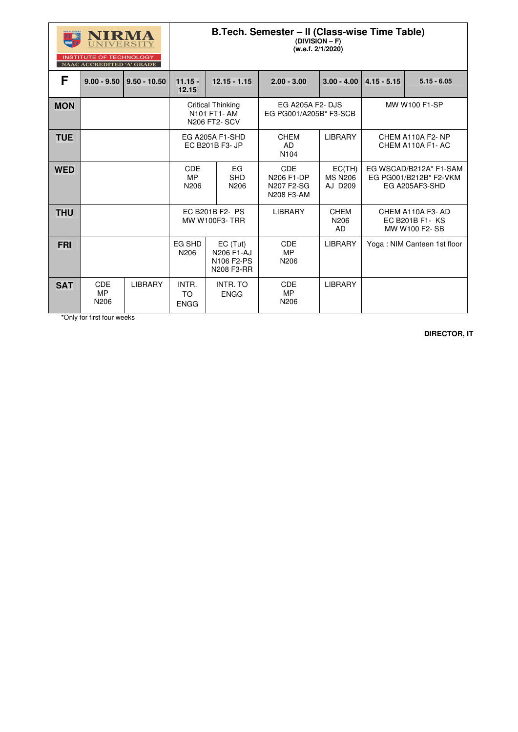# NIRMA UNIVERSITY

INSTITUTE OF TECHNOLOGY
NAAC ACCREDITED 'A' GRADE

## B.Tech. Semester – II (Class-wise Time Table)

**(DIVISION – F)**
**(w.e.f. 2/1/2020)**

| F | 9.00 - 9.50 | 9.50 - 10.50 | 11.15 - 12.15 | 12.15 - 1.15 | 2.00 - 3.00 | 3.00 - 4.00 | 4.15 - 5.15 | 5.15 - 6.05 |
|---|---|---|---|---|---|---|---|---|
| **MON** | | | Critical Thinking N101 FT1- AM N206 FT2- SCV | | EG A205A F2- DJS EG PG001/A205B* F3-SCB | | MW W100 F1-SP | |
| **TUE** | | | EG A205A F1-SHD EC B201B F3- JP | | CHEM AD N104 | LIBRARY | CHEM A110A F2- NP CHEM A110A F1- AC | |
| **WED** | | | CDE MP N206 | EG SHD N206 | CDE N206 F1-DP N207 F2-SG N208 F3-AM | EC(TH) MS N206 AJ D209 | EG WSCAD/B212A* F1-SAM EG PG001/B212B* F2-VKM EG A205AF3-SHD | |
| **THU** | | | EC B201B F2- PS MW W100F3- TRR | | LIBRARY | CHEM N206 AD | CHEM A110A F3- AD EC B201B F1- KS MW W100 F2- SB | |
| **FRI** | | | EG SHD N206 | EC (Tut) N206 F1-AJ N106 F2-PS N208 F3-RR | CDE MP N206 | LIBRARY | Yoga : NIM Canteen 1st floor | |
| **SAT** | CDE MP N206 | LIBRARY | INTR. TO ENGG | INTR. TO ENGG | CDE MP N206 | LIBRARY | | |

*Only for first four weeks

**DIRECTOR, IT**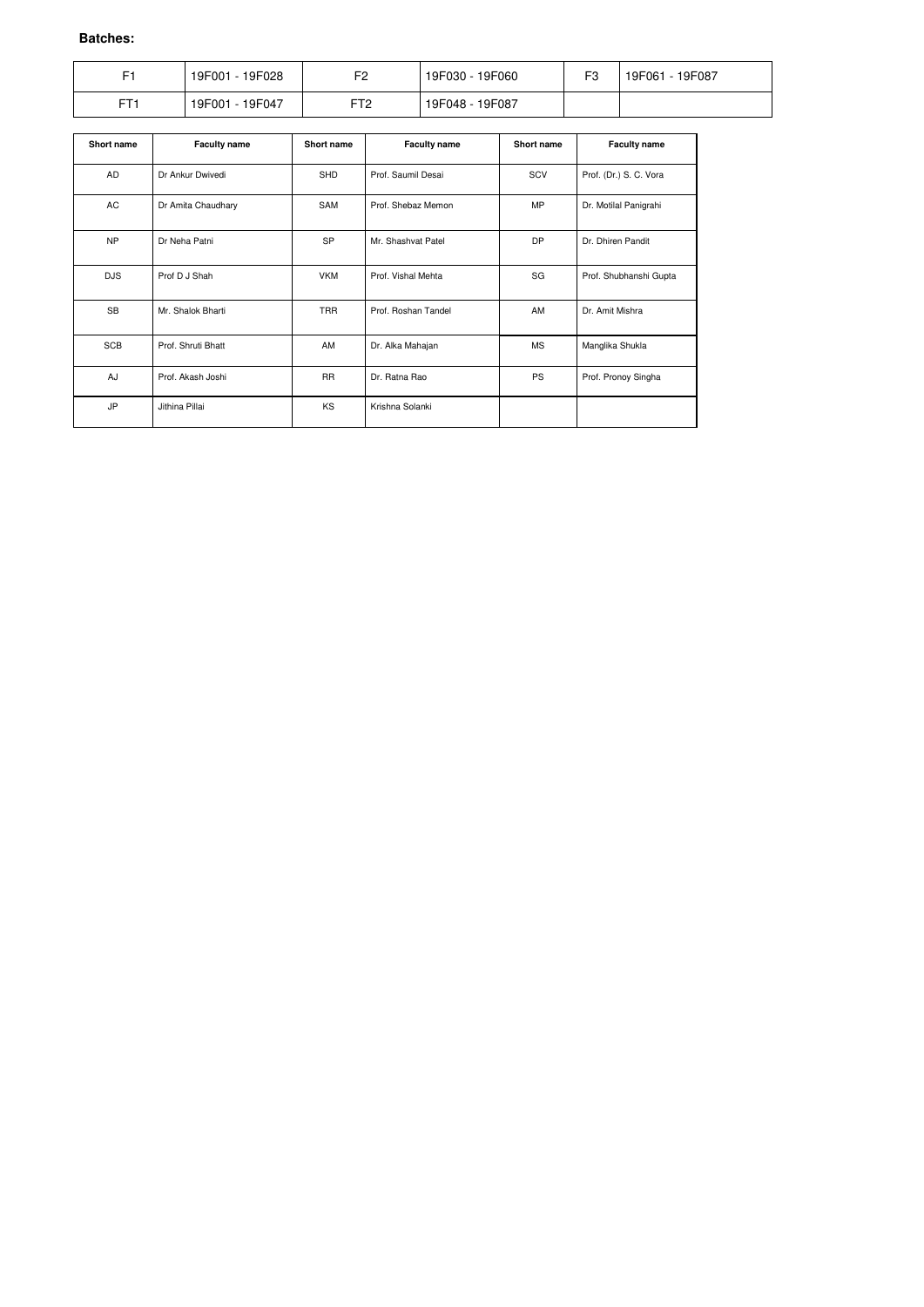**Batches:**

| F1 | 19F001 - 19F028 | F2 | 19F030 - 19F060 | F3 | 19F061 - 19F087 |
|---|---|---|---|---|---|
| FT1 | 19F001 - 19F047 | FT2 | 19F048 - 19F087 | | |

| Short name | Faculty name | Short name | Faculty name | Short name | Faculty name |
|---|---|---|---|---|---|
| AD | Dr Ankur Dwivedi | SHD | Prof. Saumil Desai | SCV | Prof. (Dr.) S. C. Vora |
| AC | Dr Amita Chaudhary | SAM | Prof. Shebaz Memon | MP | Dr. Motilal Panigrahi |
| NP | Dr Neha Patni | SP | Mr. Shashvat Patel | DP | Dr. Dhiren Pandit |
| DJS | Prof D J Shah | VKM | Prof. Vishal Mehta | SG | Prof. Shubhanshi Gupta |
| SB | Mr. Shalok Bharti | TRR | Prof. Roshan Tandel | AM | Dr. Amit Mishra |
| SCB | Prof. Shruti Bhatt | AM | Dr. Alka Mahajan | MS | Manglika Shukla |
| AJ | Prof. Akash Joshi | RR | Dr. Ratna Rao | PS | Prof. Pronoy Singha |
| JP | Jithina Pillai | KS | Krishna Solanki | | |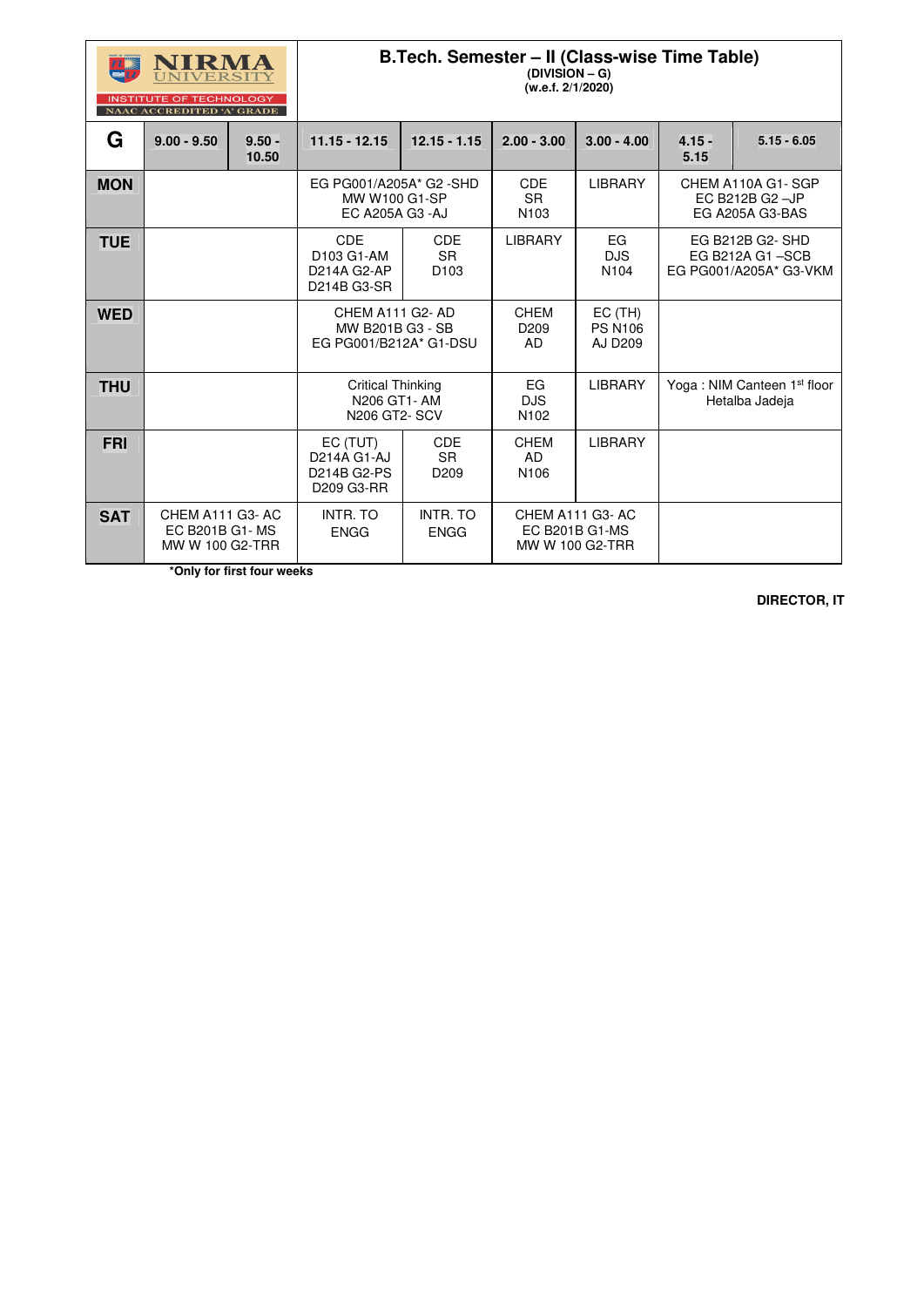**NIRMA UNIVERSITY**
**INSTITUTE OF TECHNOLOGY**
**NAAC ACCREDITED 'A' GRADE**

# B.Tech. Semester – II (Class-wise Time Table)

**(DIVISION – G)**
**(w.e.f. 2/1/2020)**

| G | 9.00 - 9.50 | 9.50 - 10.50 | 11.15 - 12.15 | 12.15 - 1.15 | 2.00 - 3.00 | 3.00 - 4.00 | 4.15 - 5.15 | 5.15 - 6.05 |
|---|---|---|---|---|---|---|---|---|
| **MON** | | | EG PG001/A205A* G2 -SHD MW W100 G1-SP EC A205A G3 -AJ | | CDE SR N103 | LIBRARY | CHEM A110A G1- SGP EC B212B G2 –JP EG A205A G3-BAS | |
| **TUE** | | | CDE D103 G1-AM D214A G2-AP D214B G3-SR | CDE SR D103 | LIBRARY | EG DJS N104 | EG B212B G2- SHD EG B212A G1 –SCB EG PG001/A205A* G3-VKM | |
| **WED** | | | CHEM A111 G2- AD MW B201B G3 - SB EG PG001/B212A* G1-DSU | | CHEM D209 AD | EC (TH) PS N106 AJ D209 | | |
| **THU** | | | Critical Thinking N206 GT1- AM N206 GT2- SCV | | EG DJS N102 | LIBRARY | Yoga : NIM Canteen 1st floor Hetalba Jadeja | |
| **FRI** | | | EC (TUT) D214A G1-AJ D214B G2-PS D209 G3-RR | CDE SR D209 | CHEM AD N106 | LIBRARY | | |
| **SAT** | CHEM A111 G3- AC EC B201B G1- MS MW W 100 G2-TRR | | INTR. TO ENGG | INTR. TO ENGG | CHEM A111 G3- AC EC B201B G1-MS MW W 100 G2-TRR | | | |

***Only for first four weeks**

**DIRECTOR, IT**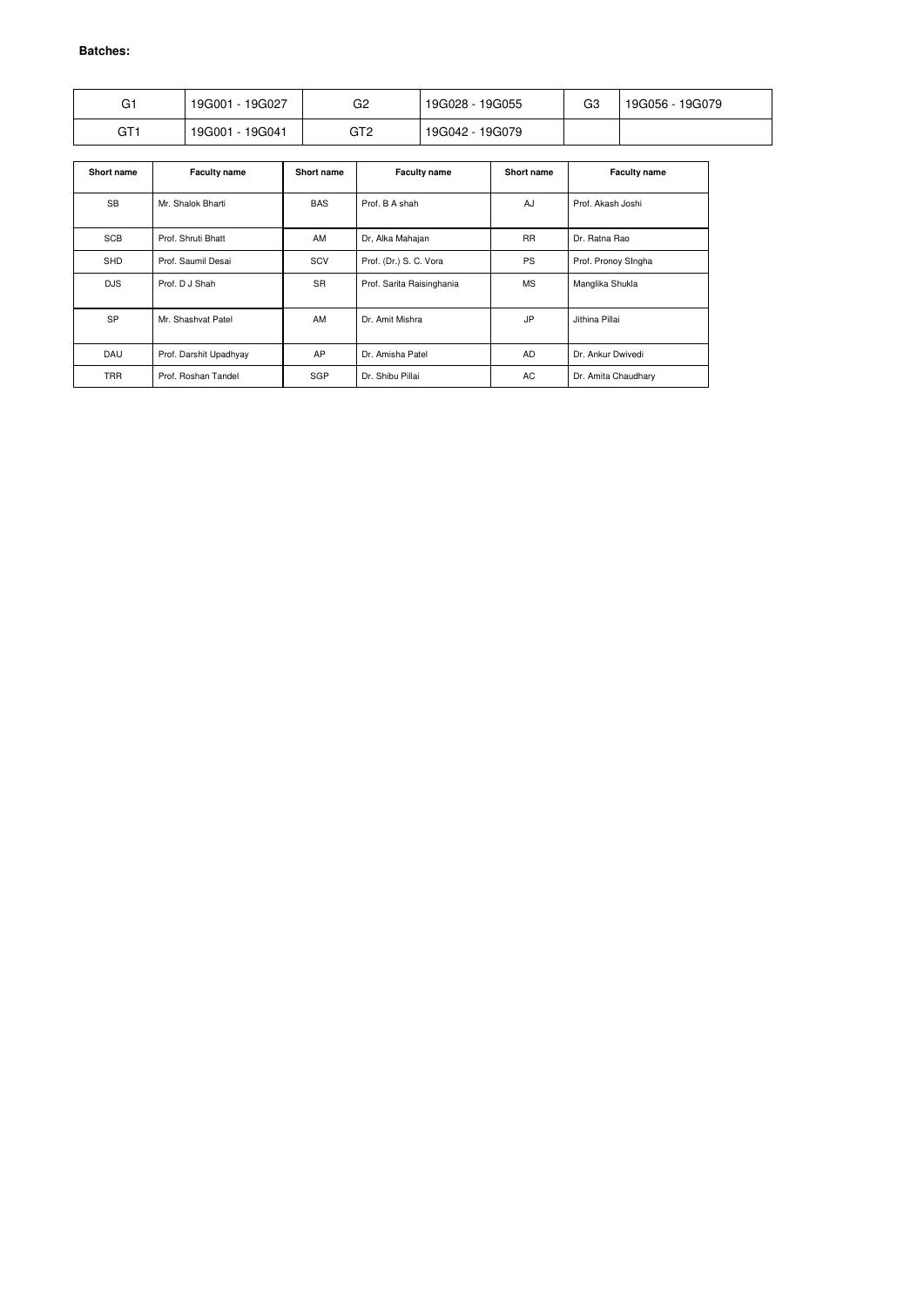**Batches:**

| G1 | 19G001 - 19G027 | G2 | 19G028 - 19G055 | G3 | 19G056 - 19G079 |
|---|---|---|---|---|---|
| GT1 | 19G001 - 19G041 | GT2 | 19G042 - 19G079 | | |

| Short name | Faculty name | Short name | Faculty name | Short name | Faculty name |
|---|---|---|---|---|---|
| SB | Mr. Shalok Bharti | BAS | Prof. B A shah | AJ | Prof. Akash Joshi |
| SCB | Prof. Shruti Bhatt | AM | Dr, Alka Mahajan | RR | Dr. Ratna Rao |
| SHD | Prof. Saumil Desai | SCV | Prof. (Dr.) S. C. Vora | PS | Prof. Pronoy SIngha |
| DJS | Prof. D J Shah | SR | Prof. Sarita Raisinghania | MS | Manglika Shukla |
| SP | Mr. Shashvat Patel | AM | Dr. Amit Mishra | JP | Jithina Pillai |
| DAU | Prof. Darshit Upadhyay | AP | Dr. Amisha Patel | AD | Dr. Ankur Dwivedi |
| TRR | Prof. Roshan Tandel | SGP | Dr. Shibu Pillai | AC | Dr. Amita Chaudhary |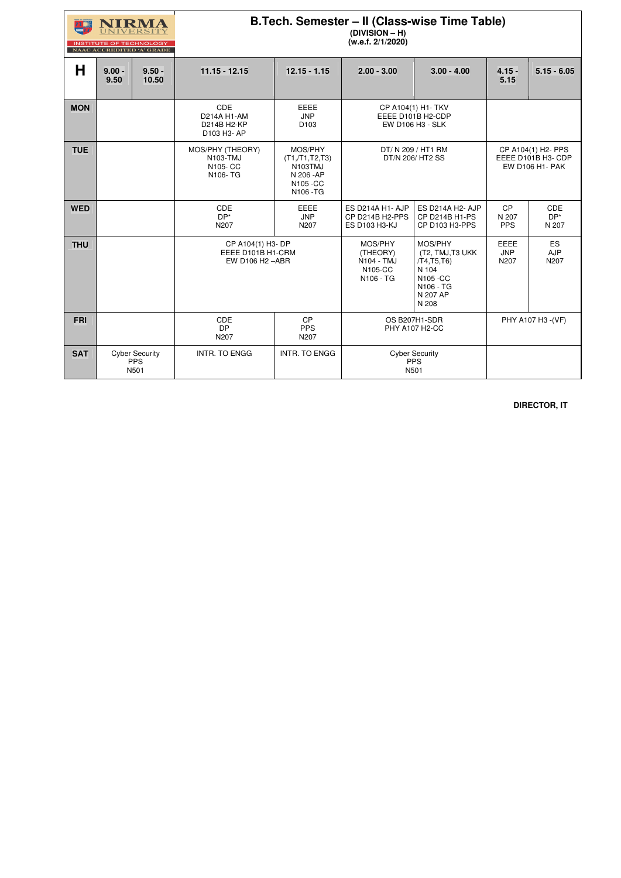NIRMA UNIVERSITY
INSTITUTE OF TECHNOLOGY
NAAC ACCREDITED 'A' GRADE

# B.Tech. Semester – II (Class-wise Time Table)

**(DIVISION – H)**
**(w.e.f. 2/1/2020)**

| H | 9.00 - 9.50 | 9.50 - 10.50 | 11.15 - 12.15 | 12.15 - 1.15 | 2.00 - 3.00 | 3.00 - 4.00 | 4.15 - 5.15 | 5.15 - 6.05 |
|---|---|---|---|---|---|---|---|---|
| **MON** | | | CDE D214A H1-AM D214B H2-KP D103 H3- AP | EEEE JNP D103 | CP A104(1) H1- TKV EEEE D101B H2-CDP EW D106 H3 - SLK | | | |
| **TUE** | | | MOS/PHY (THEORY) N103-TMJ N105- CC N106- TG | MOS/PHY (T1,/T1,T2,T3) N103TMJ N 206 -AP N105 -CC N106 -TG | DT/ N 209 / HT1 RM DT/N 206/ HT2 SS | | CP A104(1) H2- PPS EEEE D101B H3- CDP EW D106 H1- PAK | |
| **WED** | | | CDE DP* N207 | EEEE JNP N207 | ES D214A H1- AJP CP D214B H2-PPS ES D103 H3-KJ | ES D214A H2- AJP CP D214B H1-PS CP D103 H3-PPS | CP N 207 PPS | CDE DP* N 207 |
| **THU** | | | CP A104(1) H3- DP EEEE D101B H1-CRM EW D106 H2 –ABR | | MOS/PHY (THEORY) N104 - TMJ N105-CC N106 - TG | MOS/PHY (T2, TMJ,T3 UKK /T4,T5,T6) N 104 N105 -CC N106 - TG N 207 AP N 208 | EEEE JNP N207 | ES AJP N207 |
| **FRI** | | | CDE DP N207 | CP PPS N207 | OS B207H1-SDR PHY A107 H2-CC | | PHY A107 H3 -(VF) | |
| **SAT** | Cyber Security PPS N501 | | INTR. TO ENGG | INTR. TO ENGG | Cyber Security PPS N501 | | | |

**DIRECTOR, IT**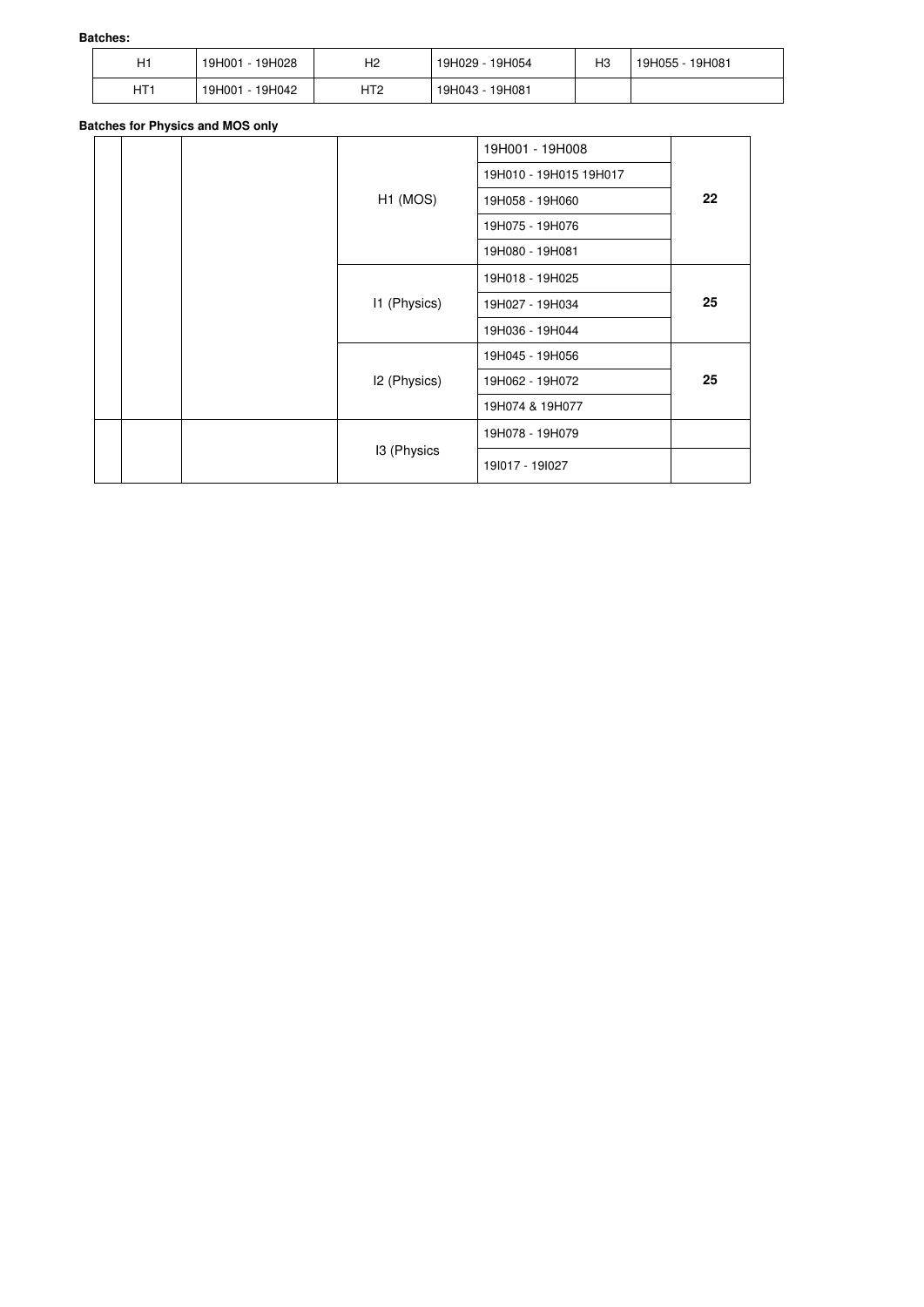**Batches:**

| H1 | 19H001 - 19H028 | H2 | 19H029 - 19H054 | H3 | 19H055 - 19H081 |
|---|---|---|---|---|---|
| HT1 | 19H001 - 19H042 | HT2 | 19H043 - 19H081 | | |

**Batches for Physics and MOS only**

| | | | | | |
|---|---|---|---|---|---|
| | | | H1 (MOS) | 19H001 - 19H008 | 22 |
| | | | | 19H010 - 19H015 19H017 | |
| | | | | 19H058 - 19H060 | |
| | | | | 19H075 - 19H076 | |
| | | | | 19H080 - 19H081 | |
| | | | I1 (Physics) | 19H018 - 19H025 | 25 |
| | | | | 19H027 - 19H034 | |
| | | | | 19H036 - 19H044 | |
| | | | I2 (Physics) | 19H045 - 19H056 | 25 |
| | | | | 19H062 - 19H072 | |
| | | | | 19H074 & 19H077 | |
| | | | I3 (Physics | 19H078 - 19H079 | |
| | | | | 19I017 - 19I027 | |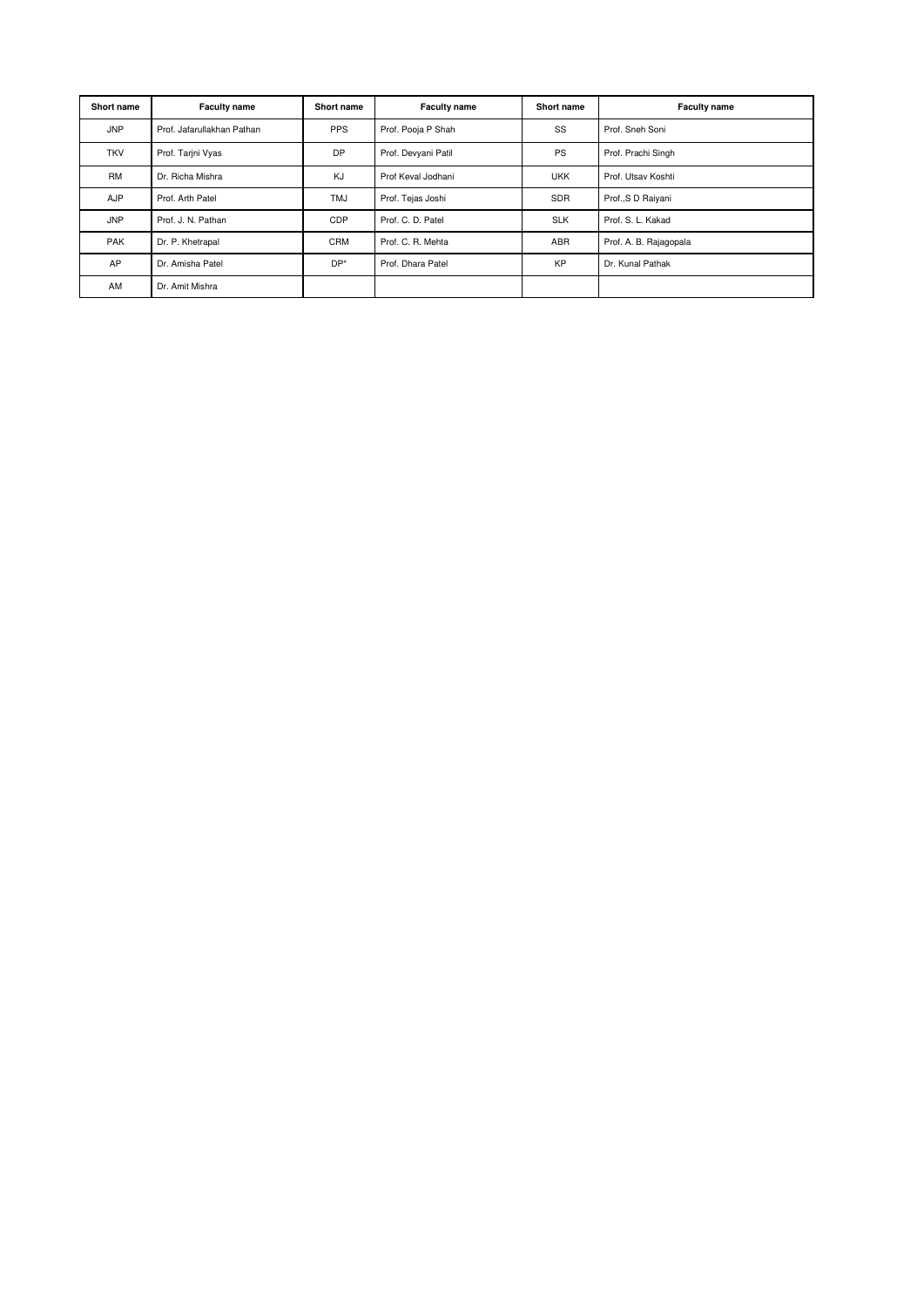| Short name | Faculty name | Short name | Faculty name | Short name | Faculty name |
| --- | --- | --- | --- | --- | --- |
| JNP | Prof. Jafarullakhan Pathan | PPS | Prof. Pooja P Shah | SS | Prof. Sneh Soni |
| TKV | Prof. Tarjni Vyas | DP | Prof. Devyani Patil | PS | Prof. Prachi Singh |
| RM | Dr. Richa Mishra | KJ | Prof Keval Jodhani | UKK | Prof. Utsav Koshti |
| AJP | Prof. Arth Patel | TMJ | Prof. Tejas Joshi | SDR | Prof.,S D Raiyani |
| JNP | Prof. J. N. Pathan | CDP | Prof. C. D. Patel | SLK | Prof. S. L. Kakad |
| PAK | Dr. P. Khetrapal | CRM | Prof. C. R. Mehta | ABR | Prof. A. B. Rajagopala |
| AP | Dr. Amisha Patel | DP* | Prof. Dhara Patel | KP | Dr. Kunal Pathak |
| AM | Dr. Amit Mishra | | | | |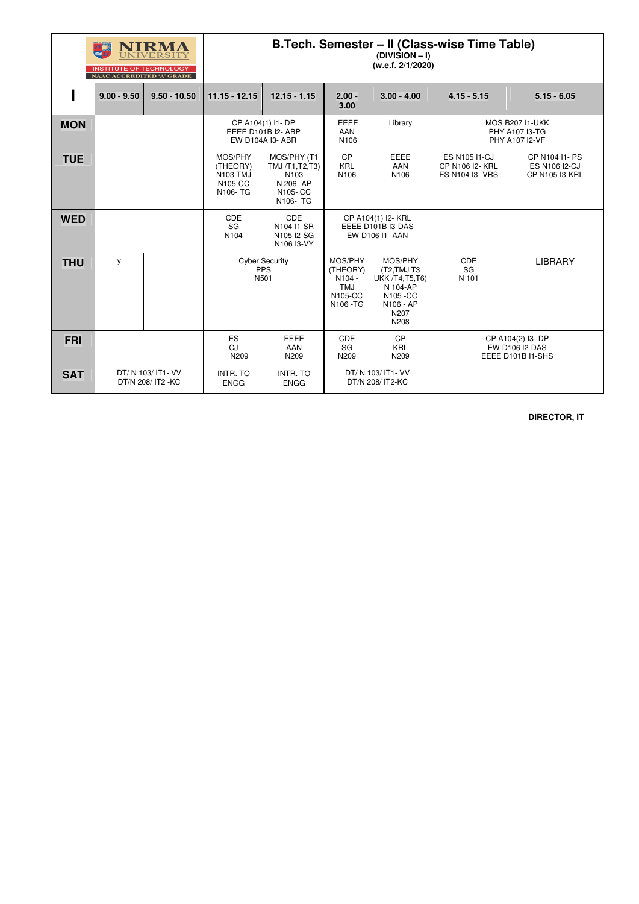# NIRMA UNIVERSITY

INSTITUTE OF TECHNOLOGY
NAAC ACCREDITED 'A' GRADE

## B.Tech. Semester – II (Class-wise Time Table)

**(DIVISION – I)**
**(w.e.f. 2/1/2020)**

| I | 9.00 - 9.50 | 9.50 - 10.50 | 11.15 - 12.15 | 12.15 - 1.15 | 2.00 - 3.00 | 3.00 - 4.00 | 4.15 - 5.15 | 5.15 - 6.05 |
|---|---|---|---|---|---|---|---|---|
| **MON** | | | CP A104(1) I1- DP<br>EEEE D101B I2- ABP<br>EW D104A I3- ABR | | EEEE<br>AAN<br>N106 | Library | MOS B207 I1-UKK<br>PHY A107 I3-TG<br>PHY A107 I2-VF | |
| **TUE** | | | MOS/PHY (THEORY)<br>N103 TMJ<br>N105-CC<br>N106- TG | MOS/PHY (T1 TMJ /T1,T2,T3)<br>N103<br>N 206- AP<br>N105- CC<br>N106- TG | CP<br>KRL<br>N106 | EEEE<br>AAN<br>N106 | ES N105 I1-CJ<br>CP N106 I2- KRL<br>ES N104 I3- VRS | CP N104 I1- PS<br>ES N106 I2-CJ<br>CP N105 I3-KRL |
| **WED** | | | CDE<br>SG<br>N104 | CDE<br>N104 I1-SR<br>N105 I2-SG<br>N106 I3-VY | CP A104(1) I2- KRL<br>EEEE D101B I3-DAS<br>EW D106 I1- AAN | | | |
| **THU** | y | | Cyber Security<br>PPS<br>N501 | | MOS/PHY (THEORY)<br>N104 - TMJ<br>N105-CC<br>N106 -TG | MOS/PHY (T2,TMJ T3 UKK /T4,T5,T6)<br>N 104-AP<br>N105 -CC<br>N106 - AP<br>N207<br>N208 | CDE<br>SG<br>N 101 | LIBRARY |
| **FRI** | | | ES<br>CJ<br>N209 | EEEE<br>AAN<br>N209 | CDE<br>SG<br>N209 | CP<br>KRL<br>N209 | CP A104(2) I3- DP<br>EW D106 I2-DAS<br>EEEE D101B I1-SHS | |
| **SAT** | DT/ N 103/ IT1- VV<br>DT/N 208/ IT2 -KC | | INTR. TO ENGG | INTR. TO ENGG | DT/ N 103/ IT1- VV<br>DT/N 208/ IT2-KC | | | |

**DIRECTOR, IT**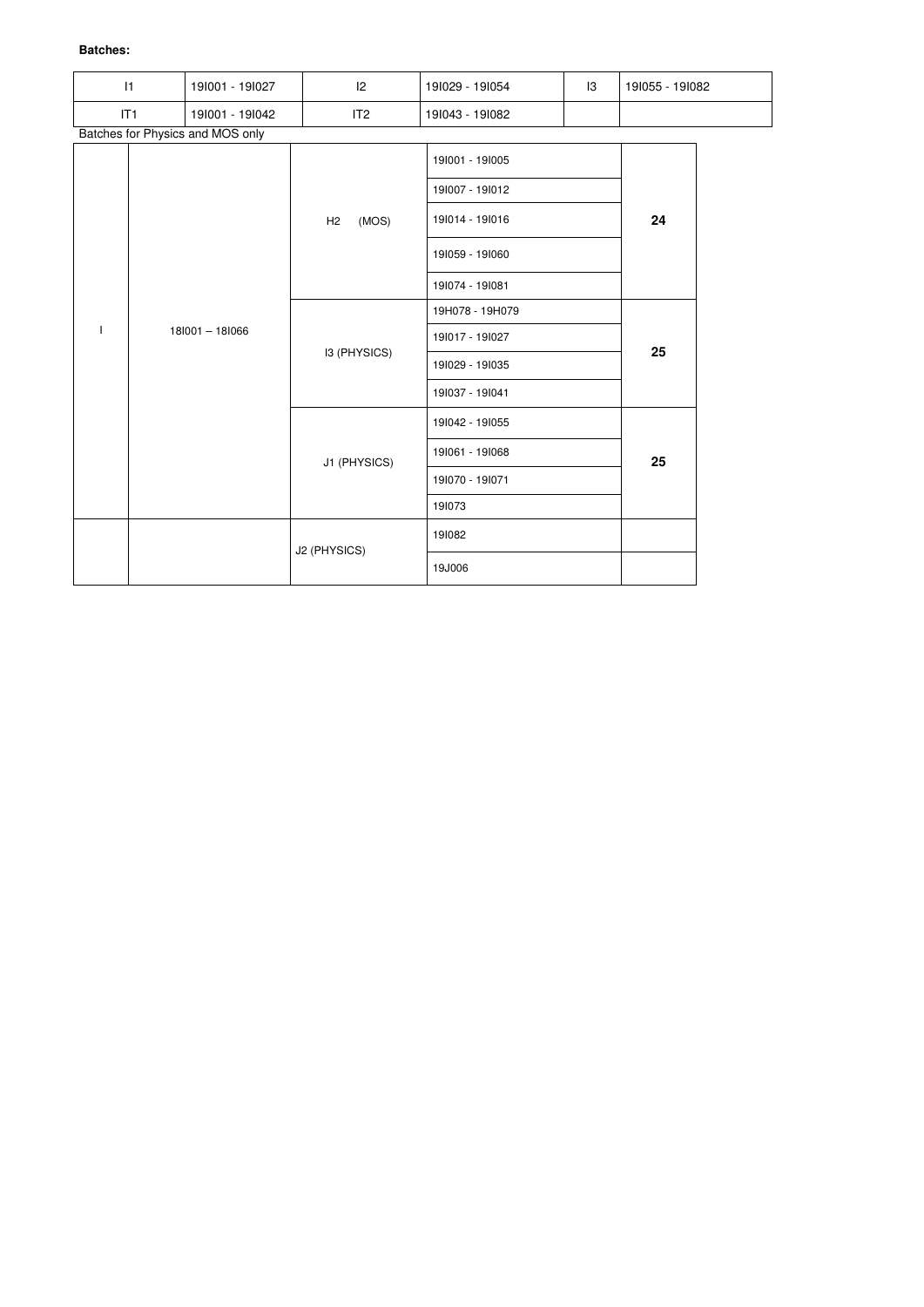**Batches:**

| I1 | 19I001 - 19I027 | I2 | 19I029 - 19I054 | I3 | 19I055 - 19I082 |
|---|---|---|---|---|---|
| IT1 | 19I001 - 19I042 | IT2 | 19I043 - 19I082 | | |

Batches for Physics and MOS only

| | | | | |
|---|---|---|---|---|
| I | 18I001 – 18I066 | H2 (MOS) | 19I001 - 19I005 | 24 |
| | | | 19I007 - 19I012 | |
| | | | 19I014 - 19I016 | |
| | | | 19I059 - 19I060 | |
| | | | 19I074 - 19I081 | |
| | | I3 (PHYSICS) | 19H078 - 19H079 | 25 |
| | | | 19I017 - 19I027 | |
| | | | 19I029 - 19I035 | |
| | | | 19I037 - 19I041 | |
| | | J1 (PHYSICS) | 19I042 - 19I055 | 25 |
| | | | 19I061 - 19I068 | |
| | | | 19I070 - 19I071 | |
| | | | 19I073 | |
| | | J2 (PHYSICS) | 19I082 | |
| | | | 19J006 | |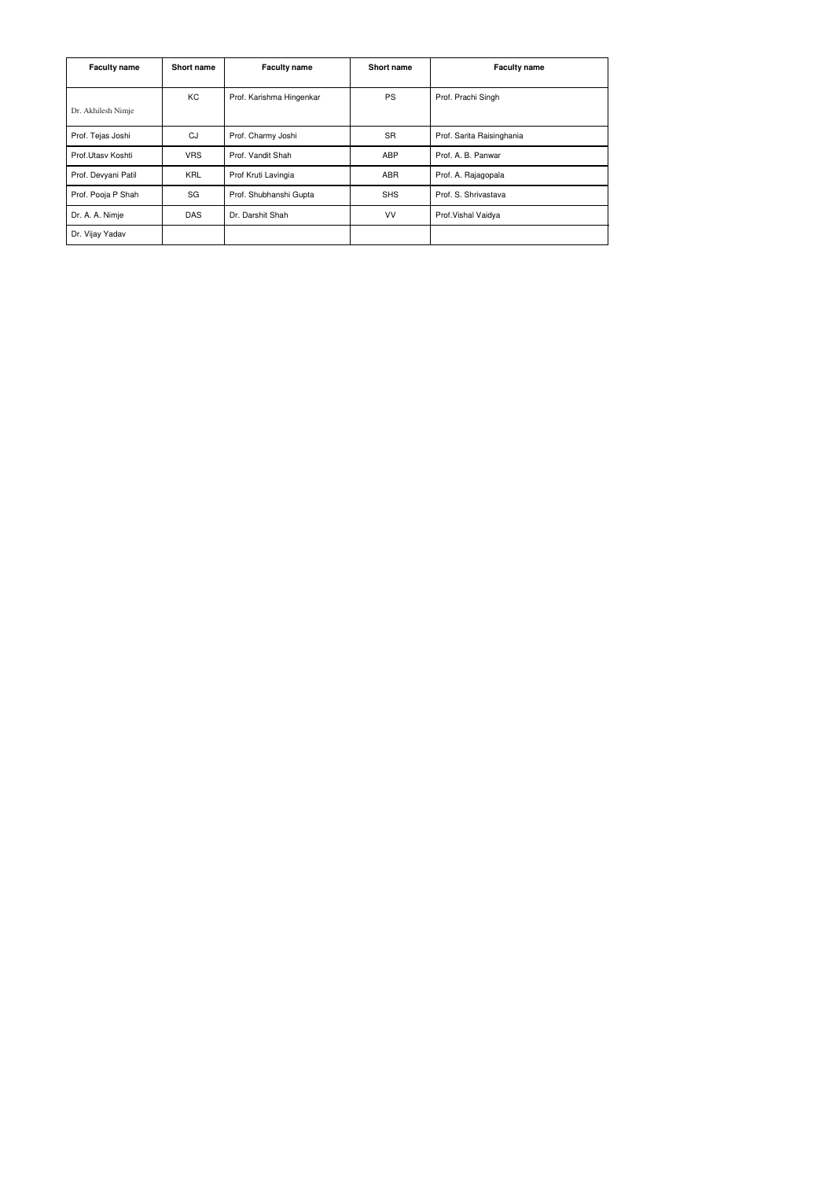| Faculty name | Short name | Faculty name | Short name | Faculty name |
| --- | --- | --- | --- | --- |
| Dr. Akhilesh Nimje | KC | Prof. Karishma Hingenkar | PS | Prof. Prachi Singh |
| Prof. Tejas Joshi | CJ | Prof. Charmy Joshi | SR | Prof. Sarita Raisinghania |
| Prof.Utasv Koshti | VRS | Prof. Vandit Shah | ABP | Prof. A. B. Panwar |
| Prof. Devyani Patil | KRL | Prof Kruti Lavingia | ABR | Prof. A. Rajagopala |
| Prof. Pooja P Shah | SG | Prof. Shubhanshi Gupta | SHS | Prof. S. Shrivastava |
| Dr. A. A. Nimje | DAS | Dr. Darshit Shah | VV | Prof.Vishal Vaidya |
| Dr. Vijay Yadav | | | | |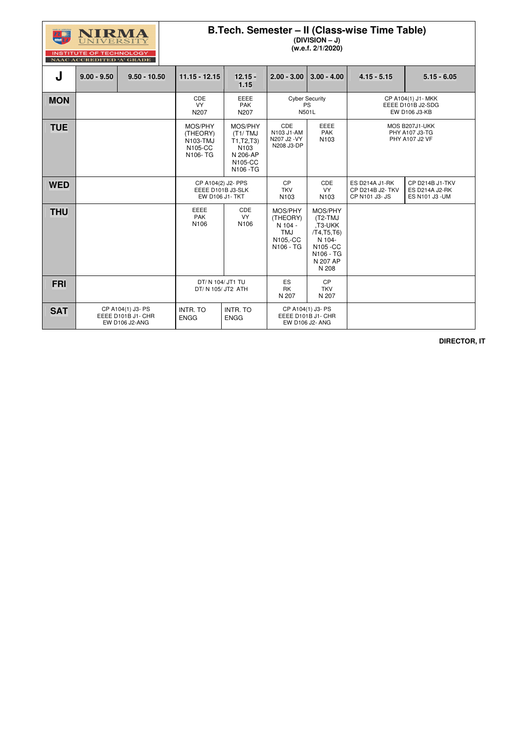**NIRMA UNIVERSITY**
INSTITUTE OF TECHNOLOGY
NAAC ACCREDITED 'A' GRADE

# B.Tech. Semester – II (Class-wise Time Table)

**(DIVISION – J)**
**(w.e.f. 2/1/2020)**

| J | 9.00 - 9.50 | 9.50 - 10.50 | 11.15 - 12.15 | 12.15 - 1.15 | 2.00 - 3.00 | 3.00 - 4.00 | 4.15 - 5.15 | 5.15 - 6.05 |
|---|---|---|---|---|---|---|---|---|
| **MON** | | | CDE VY N207 | EEEE PAK N207 | Cyber Security PS N501L | | CP A104(1) J1- MKK EEEE D101B J2-SDG EW D106 J3-KB | |
| **TUE** | | | MOS/PHY (THEORY) N103-TMJ N105-CC N106- TG | MOS/PHY (T1/ TMJ T1,T2,T3) N103 N 206-AP N105-CC N106 -TG | CDE N103 J1-AM N207 J2 -VY N208 J3-DP | EEEE PAK N103 | MOS B207J1-UKK PHY A107 J3-TG PHY A107 J2 VF | |
| **WED** | | | CP A104(2) J2- PPS EEEE D101B J3-SLK EW D106 J1- TKT | | CP TKV N103 | CDE VY N103 | ES D214A J1-RK CP D214B J2- TKV CP N101 J3- JS | CP D214B J1-TKV ES D214A J2-RK ES N101 J3 -UM |
| **THU** | | | EEEE PAK N106 | CDE VY N106 | MOS/PHY (THEORY) N 104 - TMJ N105,-CC N106 - TG | MOS/PHY (T2-TMJ ,T3-UKK /T4,T5,T6) N 104- N105 -CC N106 - TG N 207 AP N 208 | | |
| **FRI** | | | DT/ N 104/ JT1 TU DT/ N 105/ JT2 ATH | | ES RK N 207 | CP TKV N 207 | | |
| **SAT** | CP A104(1) J3- PS EEEE D101B J1- CHR EW D106 J2-ANG | | INTR. TO ENGG | INTR. TO ENGG | CP A104(1) J3- PS EEEE D101B J1- CHR EW D106 J2- ANG | | | |

**DIRECTOR, IT**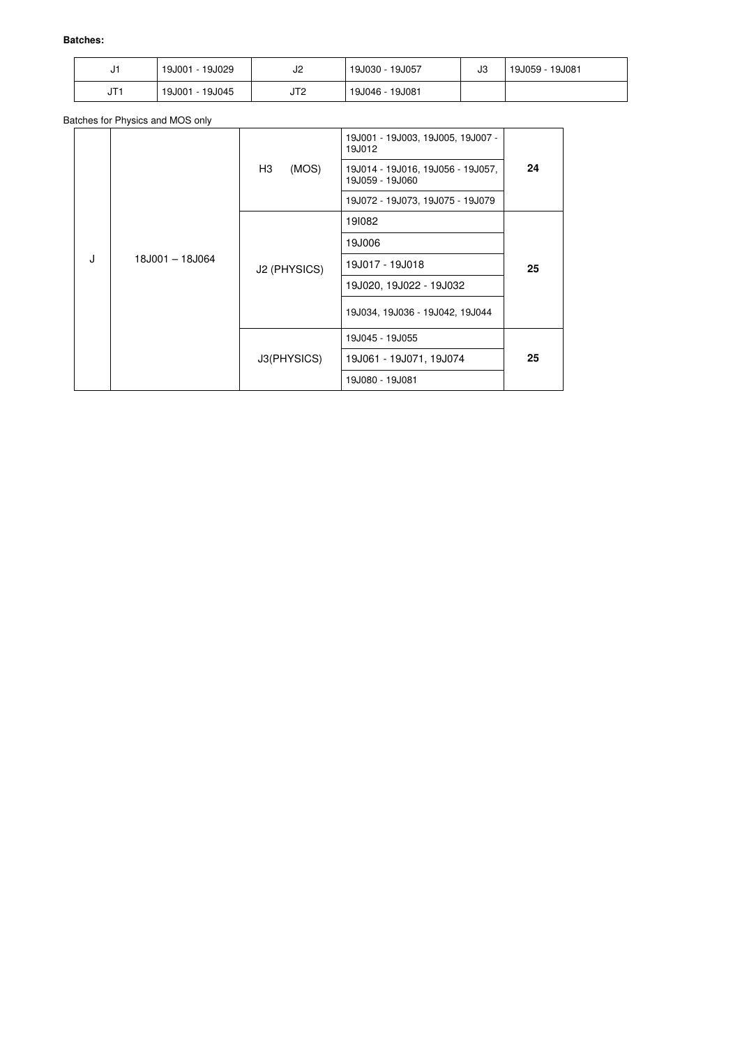**Batches:**

| J1 | 19J001 - 19J029 | J2 | 19J030 - 19J057 | J3 | 19J059 - 19J081 |
|---|---|---|---|---|---|
| JT1 | 19J001 - 19J045 | JT2 | 19J046 - 19J081 | | |

Batches for Physics and MOS only

| | | | | |
|---|---|---|---|---|
| J | 18J001 – 18J064 | H3 (MOS) | 19J001 - 19J003, 19J005, 19J007 - 19J012 | **24** |
| | | | 19J014 - 19J016, 19J056 - 19J057, 19J059 - 19J060 | |
| | | | 19J072 - 19J073, 19J075 - 19J079 | |
| | | J2 (PHYSICS) | 19I082 | **25** |
| | | | 19J006 | |
| | | | 19J017 - 19J018 | |
| | | | 19J020, 19J022 - 19J032 | |
| | | | 19J034, 19J036 - 19J042, 19J044 | |
| | | J3(PHYSICS) | 19J045 - 19J055 | **25** |
| | | | 19J061 - 19J071, 19J074 | |
| | | | 19J080 - 19J081 | |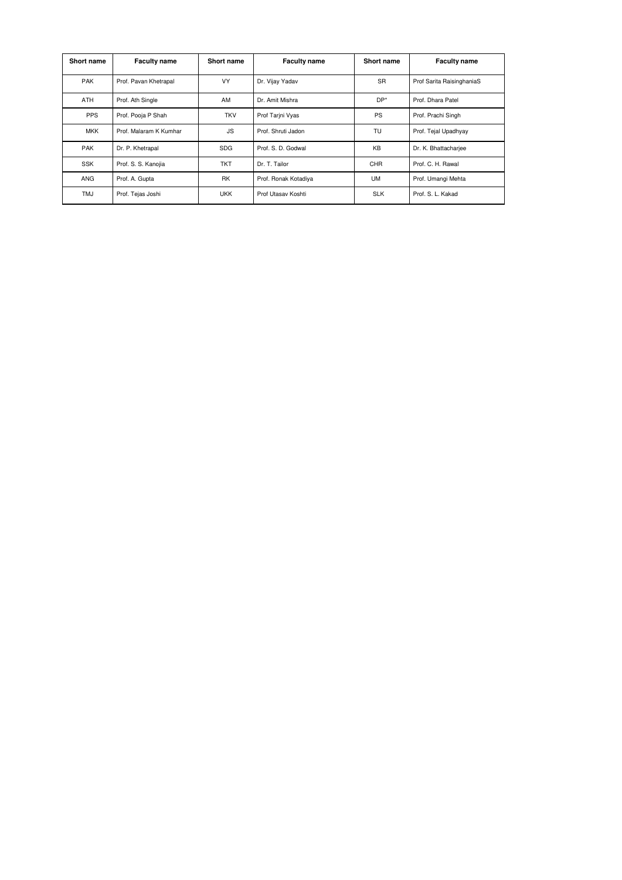| Short name | Faculty name | Short name | Faculty name | Short name | Faculty name |
|---|---|---|---|---|---|
| PAK | Prof. Pavan Khetrapal | VY | Dr. Vijay Yadav | SR | Prof Sarita RaisinghaniaS |
| ATH | Prof. Ath Single | AM | Dr. Amit Mishra | DP* | Prof. Dhara Patel |
| PPS | Prof. Pooja P Shah | TKV | Prof Tarjni Vyas | PS | Prof. Prachi Singh |
| MKK | Prof. Malaram K Kumhar | JS | Prof. Shruti Jadon | TU | Prof. Tejal Upadhyay |
| PAK | Dr. P. Khetrapal | SDG | Prof. S. D. Godwal | KB | Dr. K. Bhattacharjee |
| SSK | Prof. S. S. Kanojia | TKT | Dr. T. Tailor | CHR | Prof. C. H. Rawal |
| ANG | Prof. A. Gupta | RK | Prof. Ronak Kotadiya | UM | Prof. Umangi Mehta |
| TMJ | Prof. Tejas Joshi | UKK | Prof Utasav Koshti | SLK | Prof. S. L. Kakad |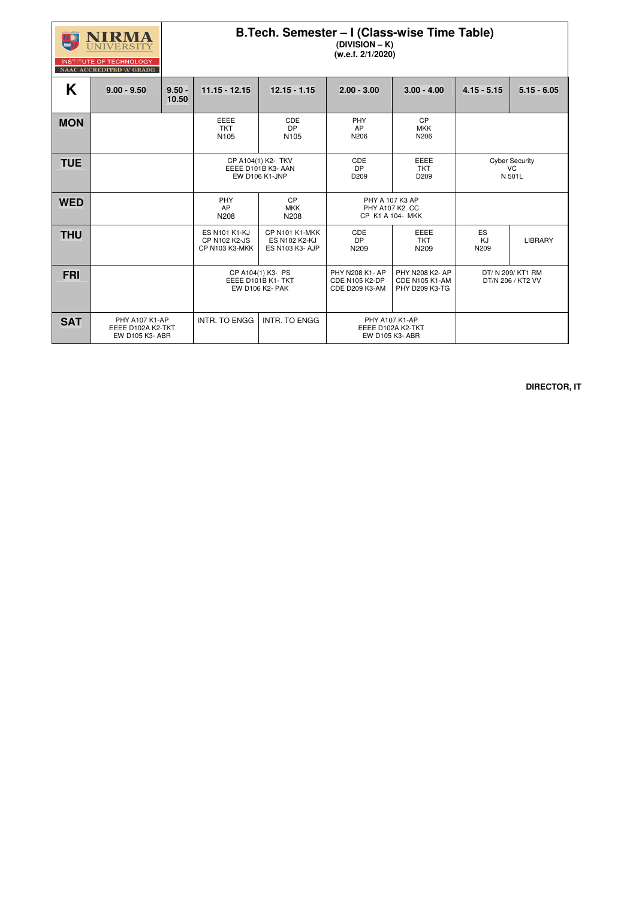NIRMA UNIVERSITY
INSTITUTE OF TECHNOLOGY
NAAC ACCREDITED 'A' GRADE

# B.Tech. Semester – I (Class-wise Time Table)

**(DIVISION – K)**
**(w.e.f. 2/1/2020)**

| K | 9.00 - 9.50 | 9.50 - 10.50 | 11.15 - 12.15 | 12.15 - 1.15 | 2.00 - 3.00 | 3.00 - 4.00 | 4.15 - 5.15 | 5.15 - 6.05 |
|---|---|---|---|---|---|---|---|---|
| **MON** | | | EEEE TKT N105 | CDE DP N105 | PHY AP N206 | CP MKK N206 | | |
| **TUE** | | | CP A104(1) K2- TKV EEEE D101B K3- AAN EW D106 K1-JNP | | CDE DP D209 | EEEE TKT D209 | Cyber Security VC N 501L | |
| **WED** | | | PHY AP N208 | CP MKK N208 | PHY A 107 K3 AP PHY A107 K2 CC CP K1 A 104- MKK | | | |
| **THU** | | | ES N101 K1-KJ CP N102 K2-JS CP N103 K3-MKK | CP N101 K1-MKK ES N102 K2-KJ ES N103 K3- AJP | CDE DP N209 | EEEE TKT N209 | ES KJ N209 | LIBRARY |
| **FRI** | | | CP A104(1) K3- PS EEEE D101B K1- TKT EW D106 K2- PAK | | PHY N208 K1- AP CDE N105 K2-DP CDE D209 K3-AM | PHY N208 K2- AP CDE N105 K1-AM PHY D209 K3-TG | DT/ N 209/ KT1 RM DT/N 206 / KT2 VV | |
| **SAT** | PHY A107 K1-AP EEEE D102A K2-TKT EW D105 K3- ABR | | INTR. TO ENGG | INTR. TO ENGG | PHY A107 K1-AP EEEE D102A K2-TKT EW D105 K3- ABR | | | |

**DIRECTOR, IT**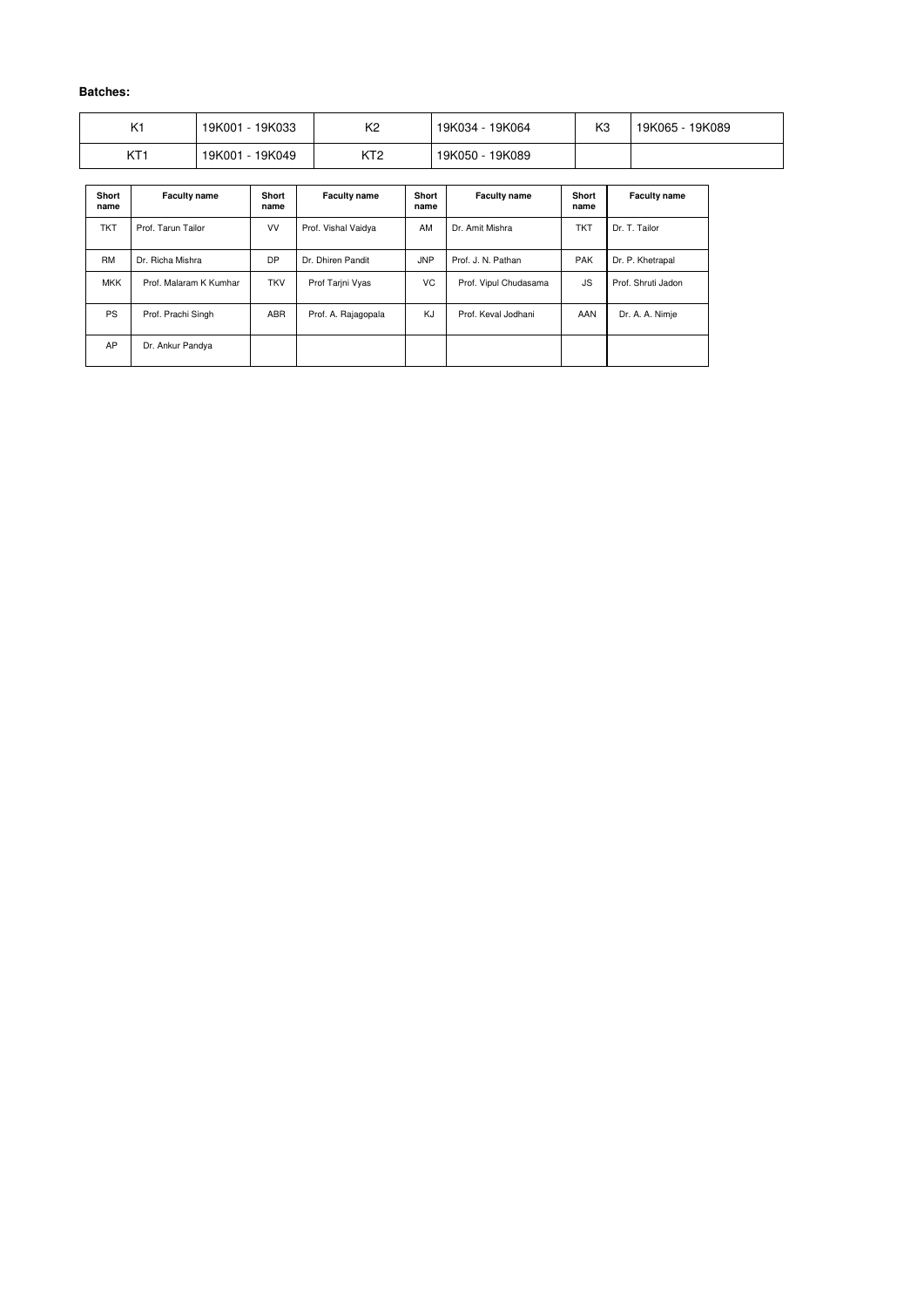**Batches:**

| K1 | 19K001 - 19K033 | K2 | 19K034 - 19K064 | K3 | 19K065 - 19K089 |
|---|---|---|---|---|---|
| KT1 | 19K001 - 19K049 | KT2 | 19K050 - 19K089 | | |

| Short name | Faculty name | Short name | Faculty name | Short name | Faculty name | Short name | Faculty name |
|---|---|---|---|---|---|---|---|
| TKT | Prof. Tarun Tailor | VV | Prof. Vishal Vaidya | AM | Dr. Amit Mishra | TKT | Dr. T. Tailor |
| RM | Dr. Richa Mishra | DP | Dr. Dhiren Pandit | JNP | Prof. J. N. Pathan | PAK | Dr. P. Khetrapal |
| MKK | Prof. Malaram K Kumhar | TKV | Prof Tarjni Vyas | VC | Prof. Vipul Chudasama | JS | Prof. Shruti Jadon |
| PS | Prof. Prachi Singh | ABR | Prof. A. Rajagopala | KJ | Prof. Keval Jodhani | AAN | Dr. A. A. Nimje |
| AP | Dr. Ankur Pandya | | | | | | |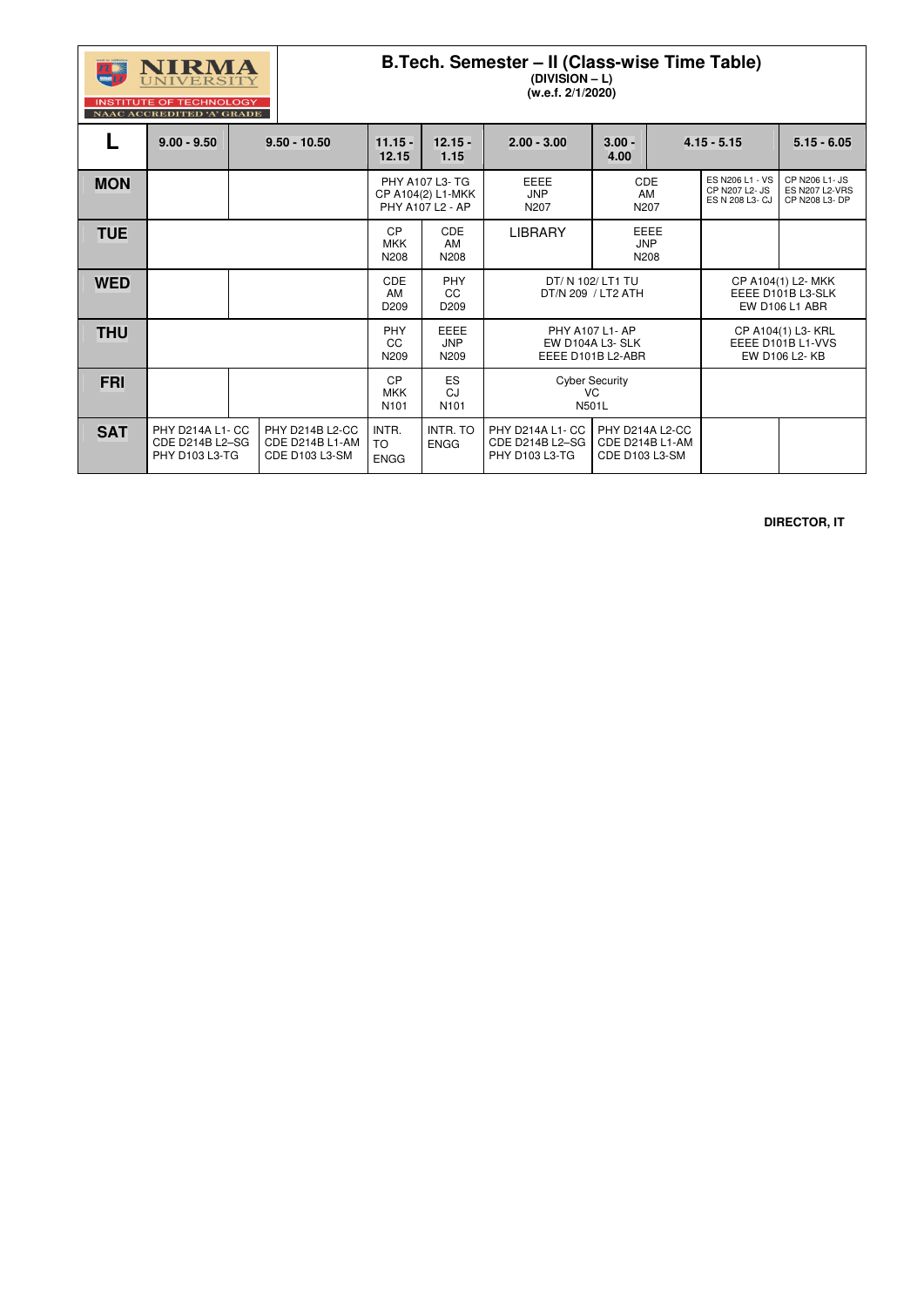NIRMA UNIVERSITY

INSTITUTE OF TECHNOLOGY

NAAC ACCREDITED 'A' GRADE

# B.Tech. Semester – II (Class-wise Time Table)

**(DIVISION – L)**

**(w.e.f. 2/1/2020)**

| L | 9.00 - 9.50 | 9.50 - 10.50 | 11.15 - 12.15 | 12.15 - 1.15 | 2.00 - 3.00 | 3.00 - 4.00 | 4.15 - 5.15 | 5.15 - 6.05 |
|---|---|---|---|---|---|---|---|---|
| **MON** | | | PHY A107 L3- TG<br>CP A104(2) L1-MKK<br>PHY A107 L2 - AP | | EEEE<br>JNP<br>N207 | CDE<br>AM<br>N207 | ES N206 L1 - VS<br>CP N207 L2- JS<br>ES N 208 L3- CJ | CP N206 L1- JS<br>ES N207 L2-VRS<br>CP N208 L3- DP |
| **TUE** | | | CP<br>MKK<br>N208 | CDE<br>AM<br>N208 | LIBRARY | EEEE<br>JNP<br>N208 | | |
| **WED** | | | CDE<br>AM<br>D209 | PHY<br>CC<br>D209 | DT/ N 102/ LT1 TU<br>DT/N 209 / LT2 ATH | | CP A104(1) L2- MKK<br>EEEE D101B L3-SLK<br>EW D106 L1 ABR | |
| **THU** | | | PHY<br>CC<br>N209 | EEEE<br>JNP<br>N209 | PHY A107 L1- AP<br>EW D104A L3- SLK<br>EEEE D101B L2-ABR | | CP A104(1) L3- KRL<br>EEEE D101B L1-VVS<br>EW D106 L2- KB | |
| **FRI** | | | CP<br>MKK<br>N101 | ES<br>CJ<br>N101 | Cyber Security<br>VC<br>N501L | | | |
| **SAT** | PHY D214A L1- CC<br>CDE D214B L2–SG<br>PHY D103 L3-TG | PHY D214B L2-CC<br>CDE D214B L1-AM<br>CDE D103 L3-SM | INTR. TO ENGG | INTR. TO ENGG | PHY D214A L1- CC<br>CDE D214B L2–SG<br>PHY D103 L3-TG | PHY D214A L2-CC<br>CDE D214B L1-AM<br>CDE D103 L3-SM | | |

**DIRECTOR, IT**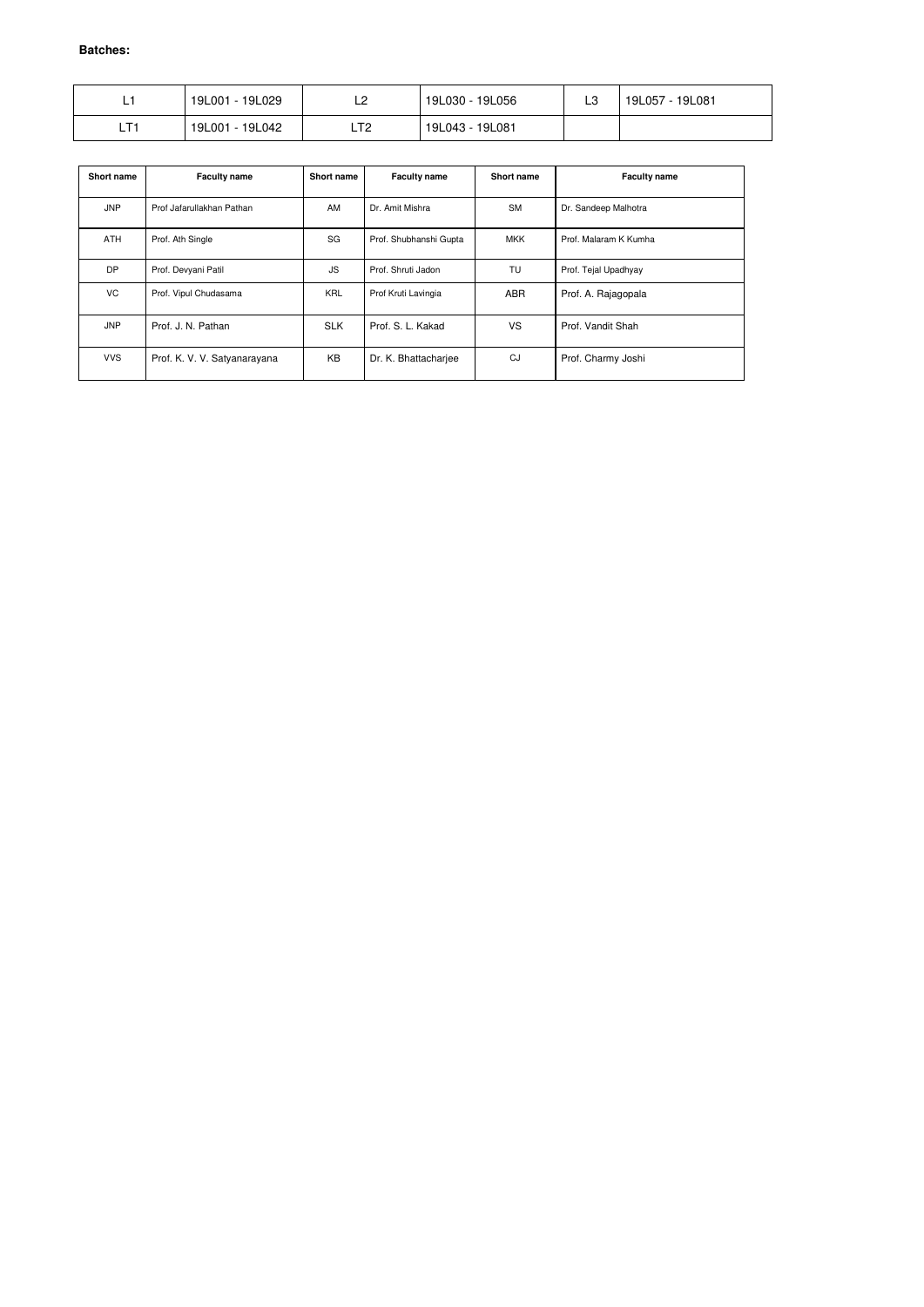**Batches:**

| L1 | 19L001 - 19L029 | L2 | 19L030 - 19L056 | L3 | 19L057 - 19L081 |
|---|---|---|---|---|---|
| LT1 | 19L001 - 19L042 | LT2 | 19L043 - 19L081 | | |

| Short name | Faculty name | Short name | Faculty name | Short name | Faculty name |
|---|---|---|---|---|---|
| JNP | Prof Jafarullakhan Pathan | AM | Dr. Amit Mishra | SM | Dr. Sandeep Malhotra |
| ATH | Prof. Ath Single | SG | Prof. Shubhanshi Gupta | MKK | Prof. Malaram K Kumha |
| DP | Prof. Devyani Patil | JS | Prof. Shruti Jadon | TU | Prof. Tejal Upadhyay |
| VC | Prof. Vipul Chudasama | KRL | Prof Kruti Lavingia | ABR | Prof. A. Rajagopala |
| JNP | Prof. J. N. Pathan | SLK | Prof. S. L. Kakad | VS | Prof. Vandit Shah |
| VVS | Prof. K. V. V. Satyanarayana | KB | Dr. K. Bhattacharjee | CJ | Prof. Charmy Joshi |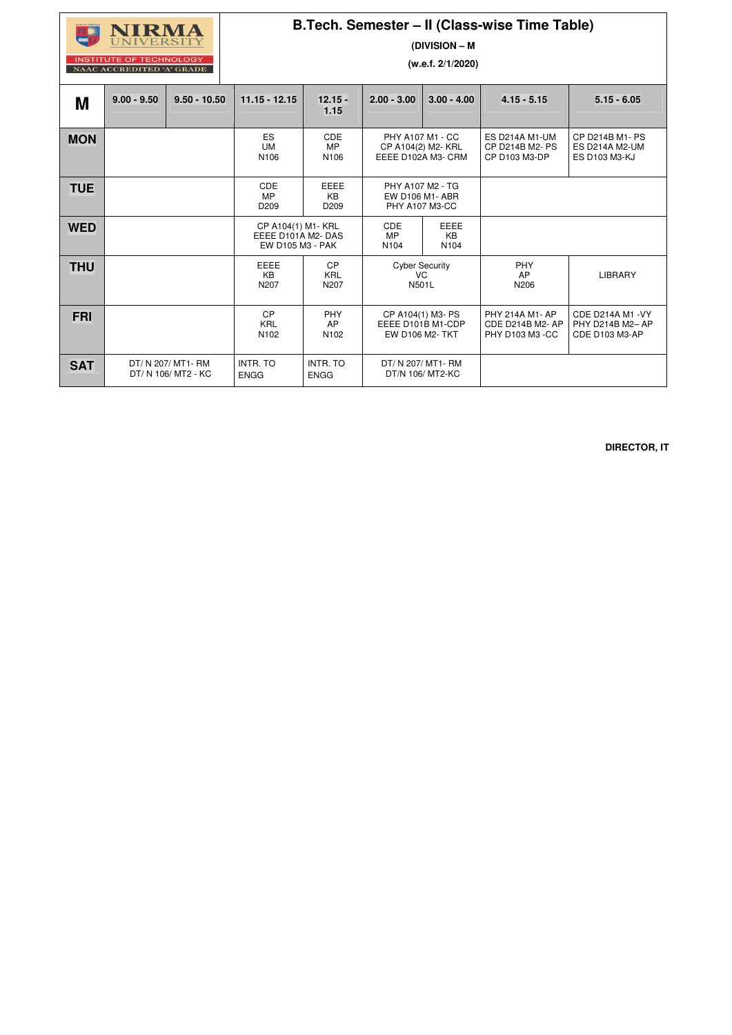NIRMA UNIVERSITY
INSTITUTE OF TECHNOLOGY
NAAC ACCREDITED 'A' GRADE

# B.Tech. Semester – II (Class-wise Time Table)

**(DIVISION – M**

**(w.e.f. 2/1/2020)**

| M | 9.00 - 9.50 | 9.50 - 10.50 | 11.15 - 12.15 | 12.15 - 1.15 | 2.00 - 3.00 | 3.00 - 4.00 | 4.15 - 5.15 | 5.15 - 6.05 |
|---|---|---|---|---|---|---|---|---|
| **MON** | | | ES UM N106 | CDE MP N106 | PHY A107 M1 - CC CP A104(2) M2- KRL EEEE D102A M3- CRM | | ES D214A M1-UM CP D214B M2- PS CP D103 M3-DP | CP D214B M1- PS ES D214A M2-UM ES D103 M3-KJ |
| **TUE** | | | CDE MP D209 | EEEE KB D209 | PHY A107 M2 - TG EW D106 M1- ABR PHY A107 M3-CC | | | |
| **WED** | | | CP A104(1) M1- KRL EEEE D101A M2- DAS EW D105 M3 - PAK | | CDE MP N104 | EEEE KB N104 | | |
| **THU** | | | EEEE KB N207 | CP KRL N207 | Cyber Security VC N501L | | PHY AP N206 | LIBRARY |
| **FRI** | | | CP KRL N102 | PHY AP N102 | CP A104(1) M3- PS EEEE D101B M1-CDP EW D106 M2- TKT | | PHY 214A M1- AP CDE D214B M2- AP PHY D103 M3 -CC | CDE D214A M1 -VY PHY D214B M2– AP CDE D103 M3-AP |
| **SAT** | DT/ N 207/ MT1- RM DT/ N 106/ MT2 - KC | | INTR. TO ENGG | INTR. TO ENGG | DT/ N 207/ MT1- RM DT/N 106/ MT2-KC | | | |

**DIRECTOR, IT**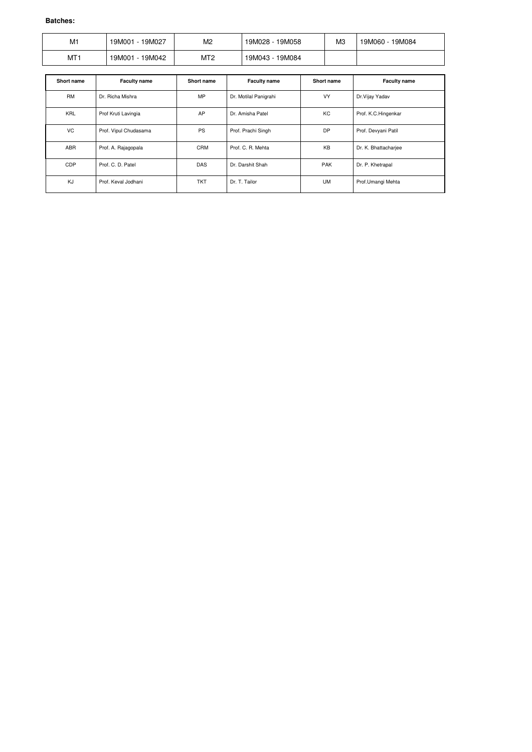**Batches:**

| M1 | 19M001 - 19M027 | M2 | 19M028 - 19M058 | M3 | 19M060 - 19M084 |
|---|---|---|---|---|---|
| MT1 | 19M001 - 19M042 | MT2 | 19M043 - 19M084 | | |

| Short name | Faculty name | Short name | Faculty name | Short name | Faculty name |
|---|---|---|---|---|---|
| RM | Dr. Richa Mishra | MP | Dr. Motilal Panigrahi | VY | Dr.Vijay Yadav |
| KRL | Prof Kruti Lavingia | AP | Dr. Amisha Patel | KC | Prof. K.C.Hingenkar |
| VC | Prof. Vipul Chudasama | PS | Prof. Prachi Singh | DP | Prof. Devyani Patil |
| ABR | Prof. A. Rajagopala | CRM | Prof. C. R. Mehta | KB | Dr. K. Bhattacharjee |
| CDP | Prof. C. D. Patel | DAS | Dr. Darshit Shah | PAK | Dr. P. Khetrapal |
| KJ | Prof. Keval Jodhani | TKT | Dr. T. Tailor | UM | Prof.Umangi Mehta |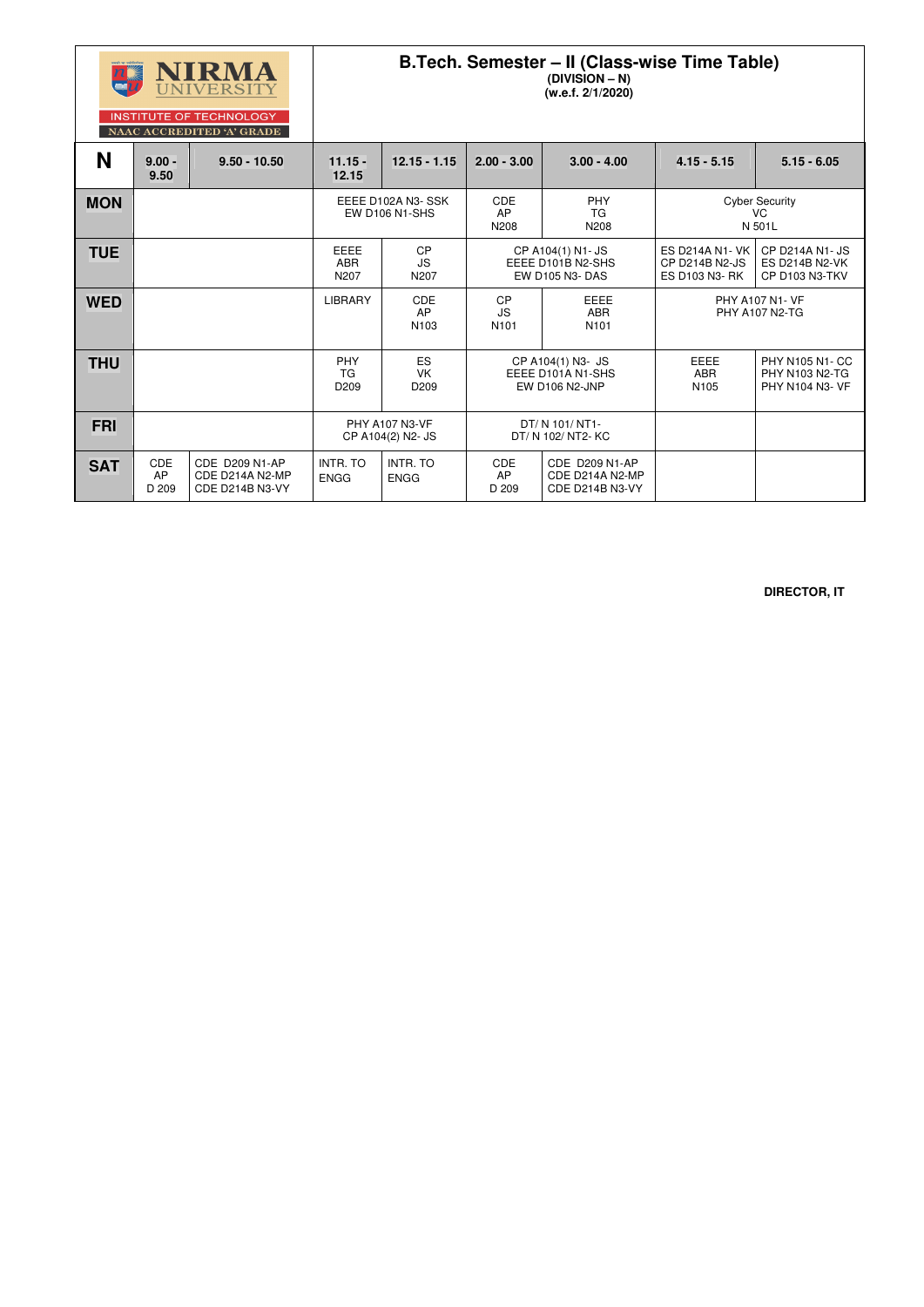NIRMA UNIVERSITY
INSTITUTE OF TECHNOLOGY
NAAC ACCREDITED 'A' GRADE

# B.Tech. Semester – II (Class-wise Time Table)

**(DIVISION – N)**
**(w.e.f. 2/1/2020)**

| N | 9.00 - 9.50 | 9.50 - 10.50 | 11.15 - 12.15 | 12.15 - 1.15 | 2.00 - 3.00 | 3.00 - 4.00 | 4.15 - 5.15 | 5.15 - 6.05 |
|---|---|---|---|---|---|---|---|---|
| **MON** | | | EEEE D102A N3- SSK EW D106 N1-SHS | | CDE AP N208 | PHY TG N208 | Cyber Security VC N 501L | |
| **TUE** | | | EEEE ABR N207 | CP JS N207 | CP A104(1) N1- JS EEEE D101B N2-SHS EW D105 N3- DAS | | ES D214A N1- VK CP D214B N2-JS ES D103 N3- RK | CP D214A N1- JS ES D214B N2-VK CP D103 N3-TKV |
| **WED** | | | LIBRARY | CDE AP N103 | CP JS N101 | EEEE ABR N101 | PHY A107 N1- VF PHY A107 N2-TG | |
| **THU** | | | PHY TG D209 | ES VK D209 | CP A104(1) N3- JS EEEE D101A N1-SHS EW D106 N2-JNP | | EEEE ABR N105 | PHY N105 N1- CC PHY N103 N2-TG PHY N104 N3- VF |
| **FRI** | | | PHY A107 N3-VF CP A104(2) N2- JS | | DT/ N 101/ NT1- DT/ N 102/ NT2- KC | | | |
| **SAT** | CDE AP D 209 | CDE D209 N1-AP CDE D214A N2-MP CDE D214B N3-VY | INTR. TO ENGG | INTR. TO ENGG | CDE AP D 209 | CDE D209 N1-AP CDE D214A N2-MP CDE D214B N3-VY | | |

**DIRECTOR, IT**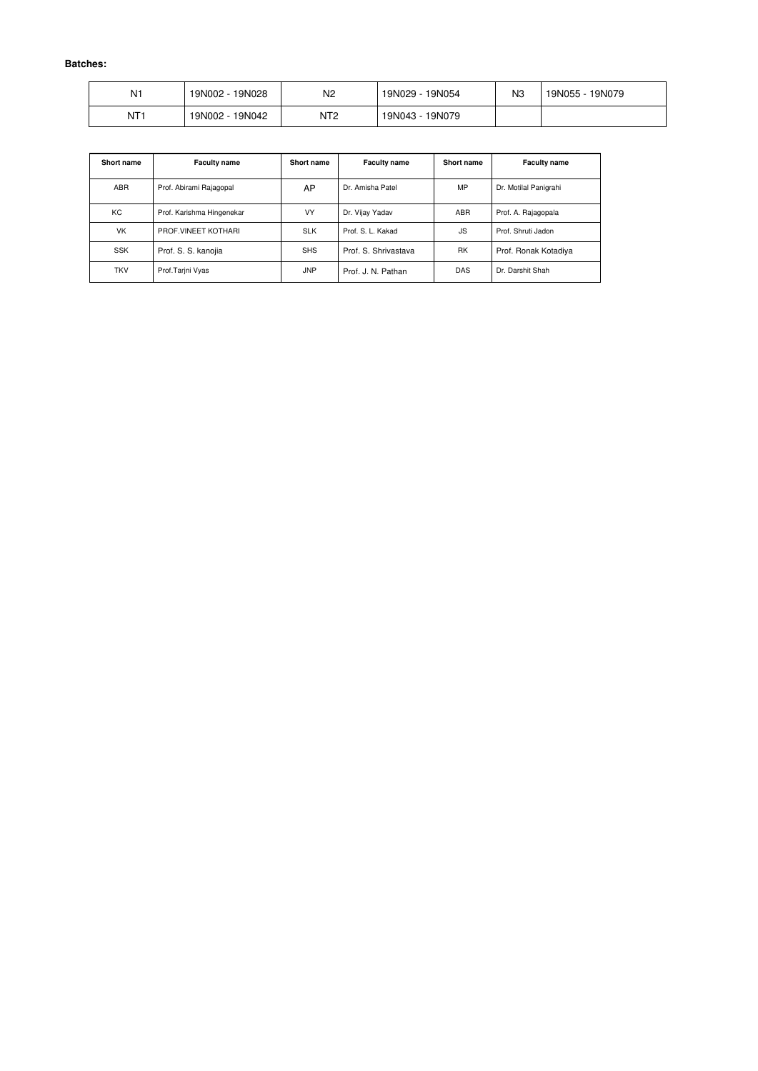**Batches:**

| | | | | | |
|---|---|---|---|---|---|
| N1 | 19N002 - 19N028 | N2 | 19N029 - 19N054 | N3 | 19N055 - 19N079 |
| NT1 | 19N002 - 19N042 | NT2 | 19N043 - 19N079 | | |

| Short name | Faculty name | Short name | Faculty name | Short name | Faculty name |
|---|---|---|---|---|---|
| ABR | Prof. Abirami Rajagopal | AP | Dr. Amisha Patel | MP | Dr. Motilal Panigrahi |
| KC | Prof. Karishma Hingenekar | VY | Dr. Vijay Yadav | ABR | Prof. A. Rajagopala |
| VK | PROF.VINEET KOTHARI | SLK | Prof. S. L. Kakad | JS | Prof. Shruti Jadon |
| SSK | Prof. S. S. kanojia | SHS | Prof. S. Shrivastava | RK | Prof. Ronak Kotadiya |
| TKV | Prof.Tarjni Vyas | JNP | Prof. J. N. Pathan | DAS | Dr. Darshit Shah |